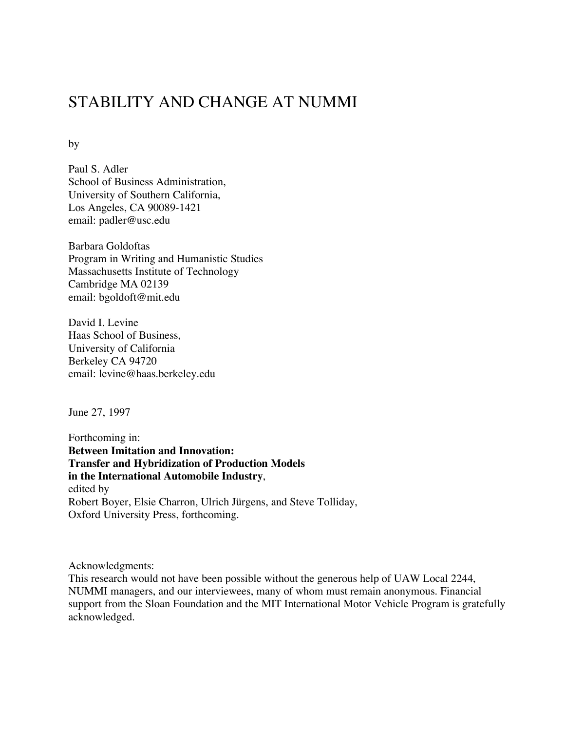# STABILITY AND CHANGE AT NUMMI

by

Paul S. Adler
School of Business Administration,
University of Southern California,
Los Angeles, CA 90089-1421
email: padler@usc.edu

Barbara Goldoftas
Program in Writing and Humanistic Studies
Massachusetts Institute of Technology
Cambridge MA 02139
email: bgoldoft@mit.edu

David I. Levine
Haas School of Business,
University of California
Berkeley CA 94720
email: levine@haas.berkeley.edu

June 27, 1997

Forthcoming in:
**Between Imitation and Innovation: Transfer and Hybridization of Production Models in the International Automobile Industry**,
edited by
Robert Boyer, Elsie Charron, Ulrich Jürgens, and Steve Tolliday,
Oxford University Press, forthcoming.

Acknowledgments:
This research would not have been possible without the generous help of UAW Local 2244, NUMMI managers, and our interviewees, many of whom must remain anonymous. Financial support from the Sloan Foundation and the MIT International Motor Vehicle Program is gratefully acknowledged.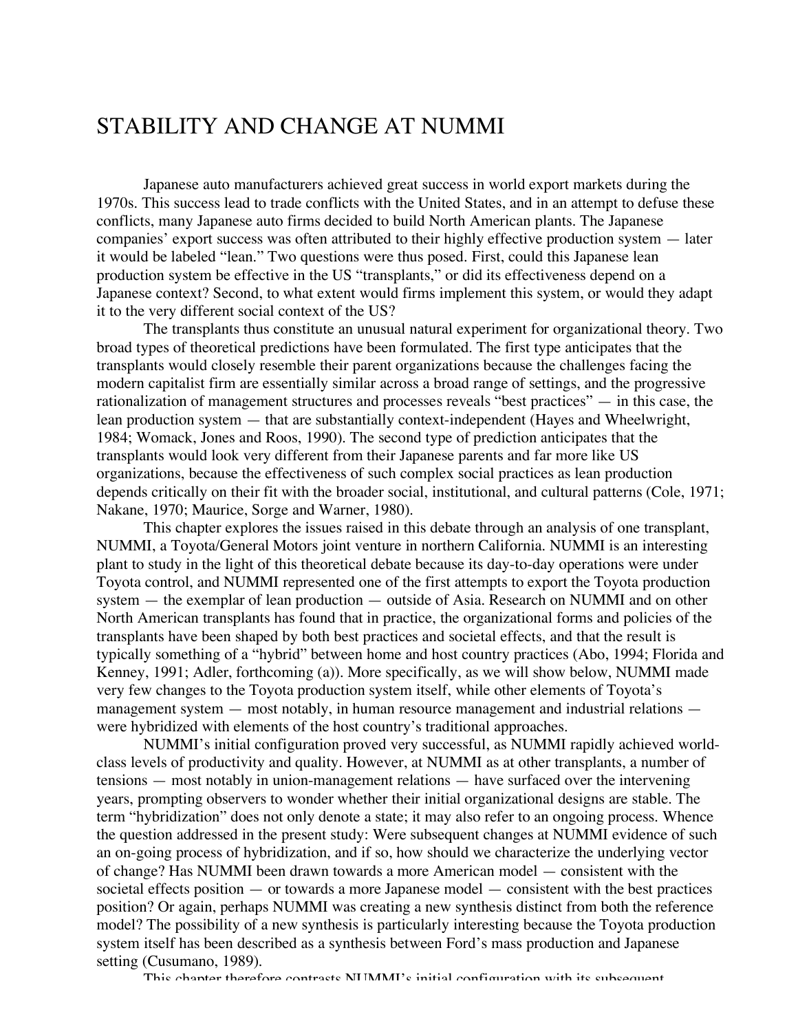# STABILITY AND CHANGE AT NUMMI

Japanese auto manufacturers achieved great success in world export markets during the 1970s. This success lead to trade conflicts with the United States, and in an attempt to defuse these conflicts, many Japanese auto firms decided to build North American plants. The Japanese companies' export success was often attributed to their highly effective production system — later it would be labeled "lean." Two questions were thus posed. First, could this Japanese lean production system be effective in the US "transplants," or did its effectiveness depend on a Japanese context? Second, to what extent would firms implement this system, or would they adapt it to the very different social context of the US?

The transplants thus constitute an unusual natural experiment for organizational theory. Two broad types of theoretical predictions have been formulated. The first type anticipates that the transplants would closely resemble their parent organizations because the challenges facing the modern capitalist firm are essentially similar across a broad range of settings, and the progressive rationalization of management structures and processes reveals "best practices" — in this case, the lean production system — that are substantially context-independent (Hayes and Wheelwright, 1984; Womack, Jones and Roos, 1990). The second type of prediction anticipates that the transplants would look very different from their Japanese parents and far more like US organizations, because the effectiveness of such complex social practices as lean production depends critically on their fit with the broader social, institutional, and cultural patterns (Cole, 1971; Nakane, 1970; Maurice, Sorge and Warner, 1980).

This chapter explores the issues raised in this debate through an analysis of one transplant, NUMMI, a Toyota/General Motors joint venture in northern California. NUMMI is an interesting plant to study in the light of this theoretical debate because its day-to-day operations were under Toyota control, and NUMMI represented one of the first attempts to export the Toyota production system — the exemplar of lean production — outside of Asia. Research on NUMMI and on other North American transplants has found that in practice, the organizational forms and policies of the transplants have been shaped by both best practices and societal effects, and that the result is typically something of a "hybrid" between home and host country practices (Abo, 1994; Florida and Kenney, 1991; Adler, forthcoming (a)). More specifically, as we will show below, NUMMI made very few changes to the Toyota production system itself, while other elements of Toyota's management system — most notably, in human resource management and industrial relations — were hybridized with elements of the host country's traditional approaches.

NUMMI's initial configuration proved very successful, as NUMMI rapidly achieved world-class levels of productivity and quality. However, at NUMMI as at other transplants, a number of tensions — most notably in union-management relations — have surfaced over the intervening years, prompting observers to wonder whether their initial organizational designs are stable. The term "hybridization" does not only denote a state; it may also refer to an ongoing process. Whence the question addressed in the present study: Were subsequent changes at NUMMI evidence of such an on-going process of hybridization, and if so, how should we characterize the underlying vector of change? Has NUMMI been drawn towards a more American model — consistent with the societal effects position — or towards a more Japanese model — consistent with the best practices position? Or again, perhaps NUMMI was creating a new synthesis distinct from both the reference model? The possibility of a new synthesis is particularly interesting because the Toyota production system itself has been described as a synthesis between Ford's mass production and Japanese setting (Cusumano, 1989).

This chapter therefore contrasts NUMMI's initial configuration with its subsequent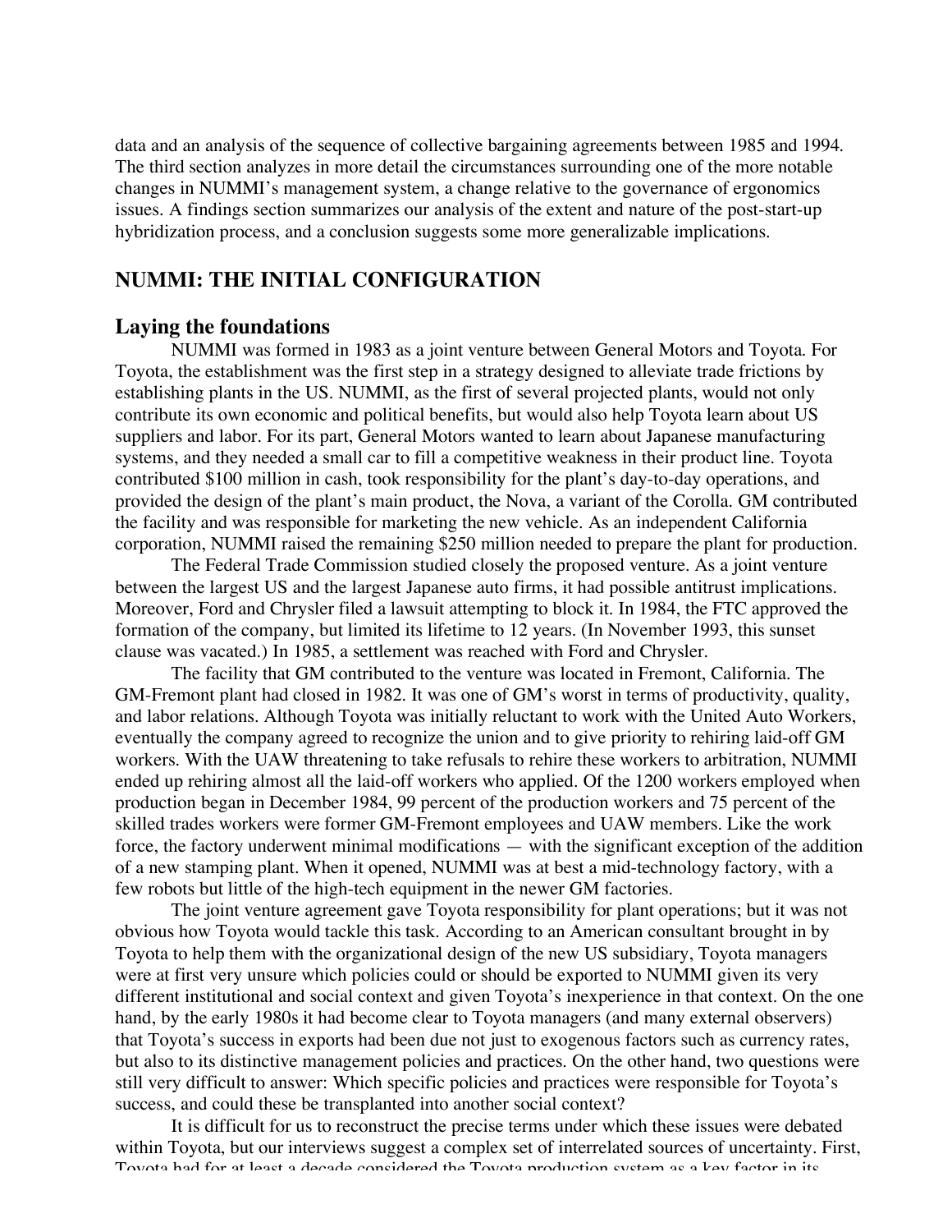data and an analysis of the sequence of collective bargaining agreements between 1985 and 1994. The third section analyzes in more detail the circumstances surrounding one of the more notable changes in NUMMI's management system, a change relative to the governance of ergonomics issues. A findings section summarizes our analysis of the extent and nature of the post-start-up hybridization process, and a conclusion suggests some more generalizable implications.

## NUMMI: THE INITIAL CONFIGURATION

### Laying the foundations

NUMMI was formed in 1983 as a joint venture between General Motors and Toyota. For Toyota, the establishment was the first step in a strategy designed to alleviate trade frictions by establishing plants in the US. NUMMI, as the first of several projected plants, would not only contribute its own economic and political benefits, but would also help Toyota learn about US suppliers and labor. For its part, General Motors wanted to learn about Japanese manufacturing systems, and they needed a small car to fill a competitive weakness in their product line. Toyota contributed $100 million in cash, took responsibility for the plant's day-to-day operations, and provided the design of the plant's main product, the Nova, a variant of the Corolla. GM contributed the facility and was responsible for marketing the new vehicle. As an independent California corporation, NUMMI raised the remaining $250 million needed to prepare the plant for production.

The Federal Trade Commission studied closely the proposed venture. As a joint venture between the largest US and the largest Japanese auto firms, it had possible antitrust implications. Moreover, Ford and Chrysler filed a lawsuit attempting to block it. In 1984, the FTC approved the formation of the company, but limited its lifetime to 12 years. (In November 1993, this sunset clause was vacated.) In 1985, a settlement was reached with Ford and Chrysler.

The facility that GM contributed to the venture was located in Fremont, California. The GM-Fremont plant had closed in 1982. It was one of GM's worst in terms of productivity, quality, and labor relations. Although Toyota was initially reluctant to work with the United Auto Workers, eventually the company agreed to recognize the union and to give priority to rehiring laid-off GM workers. With the UAW threatening to take refusals to rehire these workers to arbitration, NUMMI ended up rehiring almost all the laid-off workers who applied. Of the 1200 workers employed when production began in December 1984, 99 percent of the production workers and 75 percent of the skilled trades workers were former GM-Fremont employees and UAW members. Like the work force, the factory underwent minimal modifications — with the significant exception of the addition of a new stamping plant. When it opened, NUMMI was at best a mid-technology factory, with a few robots but little of the high-tech equipment in the newer GM factories.

The joint venture agreement gave Toyota responsibility for plant operations; but it was not obvious how Toyota would tackle this task. According to an American consultant brought in by Toyota to help them with the organizational design of the new US subsidiary, Toyota managers were at first very unsure which policies could or should be exported to NUMMI given its very different institutional and social context and given Toyota's inexperience in that context. On the one hand, by the early 1980s it had become clear to Toyota managers (and many external observers) that Toyota's success in exports had been due not just to exogenous factors such as currency rates, but also to its distinctive management policies and practices. On the other hand, two questions were still very difficult to answer: Which specific policies and practices were responsible for Toyota's success, and could these be transplanted into another social context?

It is difficult for us to reconstruct the precise terms under which these issues were debated within Toyota, but our interviews suggest a complex set of interrelated sources of uncertainty. First, Toyota had for at least a decade considered the Toyota production system as a key factor in its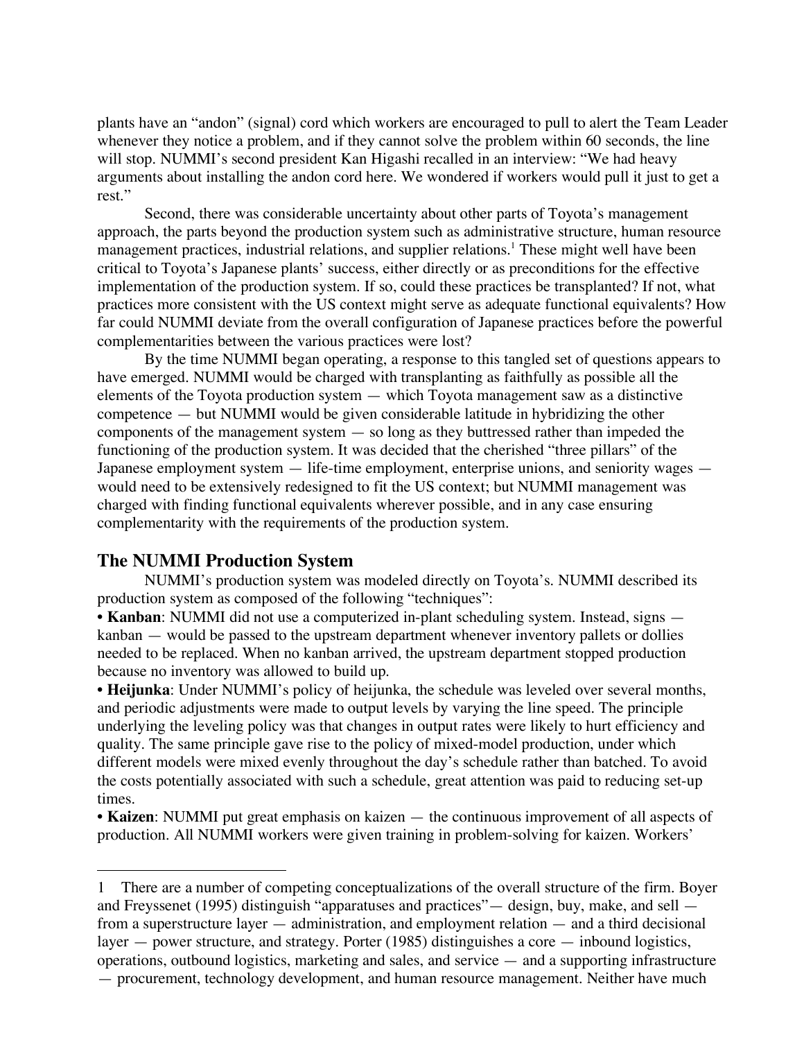plants have an "andon" (signal) cord which workers are encouraged to pull to alert the Team Leader whenever they notice a problem, and if they cannot solve the problem within 60 seconds, the line will stop. NUMMI's second president Kan Higashi recalled in an interview: "We had heavy arguments about installing the andon cord here. We wondered if workers would pull it just to get a rest."

Second, there was considerable uncertainty about other parts of Toyota's management approach, the parts beyond the production system such as administrative structure, human resource management practices, industrial relations, and supplier relations.[1] These might well have been critical to Toyota's Japanese plants' success, either directly or as preconditions for the effective implementation of the production system. If so, could these practices be transplanted? If not, what practices more consistent with the US context might serve as adequate functional equivalents? How far could NUMMI deviate from the overall configuration of Japanese practices before the powerful complementarities between the various practices were lost?

By the time NUMMI began operating, a response to this tangled set of questions appears to have emerged. NUMMI would be charged with transplanting as faithfully as possible all the elements of the Toyota production system — which Toyota management saw as a distinctive competence — but NUMMI would be given considerable latitude in hybridizing the other components of the management system — so long as they buttressed rather than impeded the functioning of the production system. It was decided that the cherished "three pillars" of the Japanese employment system — life-time employment, enterprise unions, and seniority wages — would need to be extensively redesigned to fit the US context; but NUMMI management was charged with finding functional equivalents wherever possible, and in any case ensuring complementarity with the requirements of the production system.

## The NUMMI Production System

NUMMI's production system was modeled directly on Toyota's. NUMMI described its production system as composed of the following "techniques":

• **Kanban**: NUMMI did not use a computerized in-plant scheduling system. Instead, signs — kanban — would be passed to the upstream department whenever inventory pallets or dollies needed to be replaced. When no kanban arrived, the upstream department stopped production because no inventory was allowed to build up.

• **Heijunka**: Under NUMMI's policy of heijunka, the schedule was leveled over several months, and periodic adjustments were made to output levels by varying the line speed. The principle underlying the leveling policy was that changes in output rates were likely to hurt efficiency and quality. The same principle gave rise to the policy of mixed-model production, under which different models were mixed evenly throughout the day's schedule rather than batched. To avoid the costs potentially associated with such a schedule, great attention was paid to reducing set-up times.

• **Kaizen**: NUMMI put great emphasis on kaizen — the continuous improvement of all aspects of production. All NUMMI workers were given training in problem-solving for kaizen. Workers'

---

1 There are a number of competing conceptualizations of the overall structure of the firm. Boyer and Freyssenet (1995) distinguish "apparatuses and practices"— design, buy, make, and sell — from a superstructure layer — administration, and employment relation — and a third decisional layer — power structure, and strategy. Porter (1985) distinguishes a core — inbound logistics, operations, outbound logistics, marketing and sales, and service — and a supporting infrastructure — procurement, technology development, and human resource management. Neither have much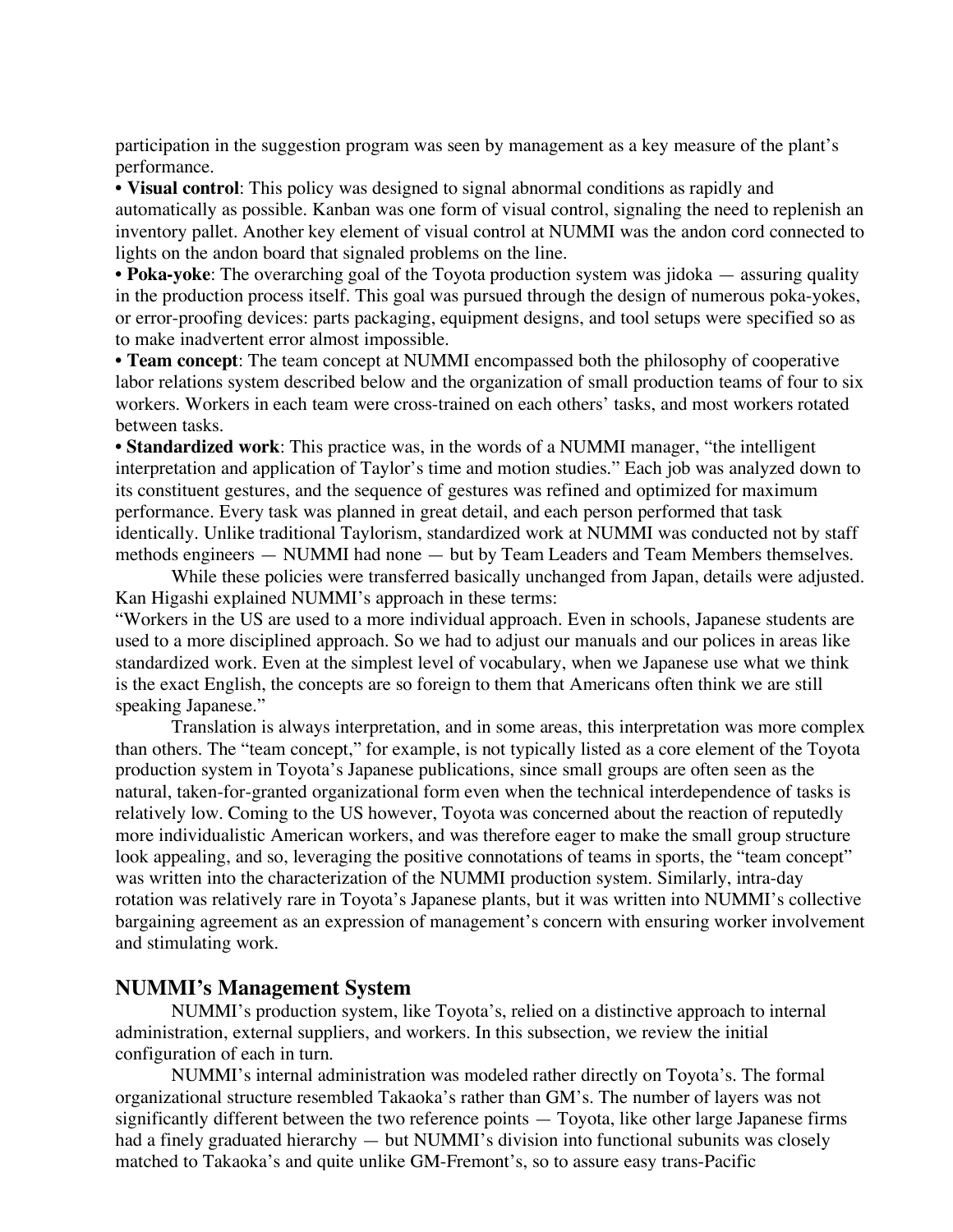participation in the suggestion program was seen by management as a key measure of the plant's performance.

- **Visual control**: This policy was designed to signal abnormal conditions as rapidly and automatically as possible. Kanban was one form of visual control, signaling the need to replenish an inventory pallet. Another key element of visual control at NUMMI was the andon cord connected to lights on the andon board that signaled problems on the line.
- **Poka-yoke**: The overarching goal of the Toyota production system was jidoka — assuring quality in the production process itself. This goal was pursued through the design of numerous poka-yokes, or error-proofing devices: parts packaging, equipment designs, and tool setups were specified so as to make inadvertent error almost impossible.
- **Team concept**: The team concept at NUMMI encompassed both the philosophy of cooperative labor relations system described below and the organization of small production teams of four to six workers. Workers in each team were cross-trained on each others' tasks, and most workers rotated between tasks.
- **Standardized work**: This practice was, in the words of a NUMMI manager, "the intelligent interpretation and application of Taylor's time and motion studies." Each job was analyzed down to its constituent gestures, and the sequence of gestures was refined and optimized for maximum performance. Every task was planned in great detail, and each person performed that task identically. Unlike traditional Taylorism, standardized work at NUMMI was conducted not by staff methods engineers — NUMMI had none — but by Team Leaders and Team Members themselves.

While these policies were transferred basically unchanged from Japan, details were adjusted. Kan Higashi explained NUMMI's approach in these terms:

"Workers in the US are used to a more individual approach. Even in schools, Japanese students are used to a more disciplined approach. So we had to adjust our manuals and our polices in areas like standardized work. Even at the simplest level of vocabulary, when we Japanese use what we think is the exact English, the concepts are so foreign to them that Americans often think we are still speaking Japanese."

Translation is always interpretation, and in some areas, this interpretation was more complex than others. The "team concept," for example, is not typically listed as a core element of the Toyota production system in Toyota's Japanese publications, since small groups are often seen as the natural, taken-for-granted organizational form even when the technical interdependence of tasks is relatively low. Coming to the US however, Toyota was concerned about the reaction of reputedly more individualistic American workers, and was therefore eager to make the small group structure look appealing, and so, leveraging the positive connotations of teams in sports, the "team concept" was written into the characterization of the NUMMI production system. Similarly, intra-day rotation was relatively rare in Toyota's Japanese plants, but it was written into NUMMI's collective bargaining agreement as an expression of management's concern with ensuring worker involvement and stimulating work.

## NUMMI's Management System

NUMMI's production system, like Toyota's, relied on a distinctive approach to internal administration, external suppliers, and workers. In this subsection, we review the initial configuration of each in turn.

NUMMI's internal administration was modeled rather directly on Toyota's. The formal organizational structure resembled Takaoka's rather than GM's. The number of layers was not significantly different between the two reference points — Toyota, like other large Japanese firms had a finely graduated hierarchy — but NUMMI's division into functional subunits was closely matched to Takaoka's and quite unlike GM-Fremont's, so to assure easy trans-Pacific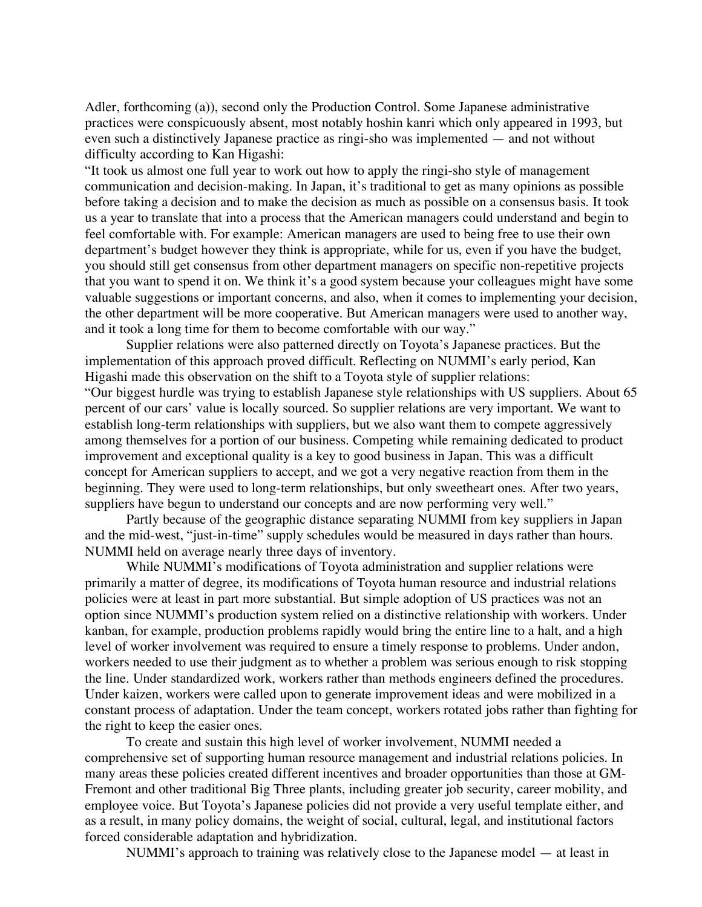Adler, forthcoming (a)), second only the Production Control. Some Japanese administrative practices were conspicuously absent, most notably hoshin kanri which only appeared in 1993, but even such a distinctively Japanese practice as ringi-sho was implemented — and not without difficulty according to Kan Higashi:

"It took us almost one full year to work out how to apply the ringi-sho style of management communication and decision-making. In Japan, it's traditional to get as many opinions as possible before taking a decision and to make the decision as much as possible on a consensus basis. It took us a year to translate that into a process that the American managers could understand and begin to feel comfortable with. For example: American managers are used to being free to use their own department's budget however they think is appropriate, while for us, even if you have the budget, you should still get consensus from other department managers on specific non-repetitive projects that you want to spend it on. We think it's a good system because your colleagues might have some valuable suggestions or important concerns, and also, when it comes to implementing your decision, the other department will be more cooperative. But American managers were used to another way, and it took a long time for them to become comfortable with our way."

Supplier relations were also patterned directly on Toyota's Japanese practices. But the implementation of this approach proved difficult. Reflecting on NUMMI's early period, Kan Higashi made this observation on the shift to a Toyota style of supplier relations:

"Our biggest hurdle was trying to establish Japanese style relationships with US suppliers. About 65 percent of our cars' value is locally sourced. So supplier relations are very important. We want to establish long-term relationships with suppliers, but we also want them to compete aggressively among themselves for a portion of our business. Competing while remaining dedicated to product improvement and exceptional quality is a key to good business in Japan. This was a difficult concept for American suppliers to accept, and we got a very negative reaction from them in the beginning. They were used to long-term relationships, but only sweetheart ones. After two years, suppliers have begun to understand our concepts and are now performing very well."

Partly because of the geographic distance separating NUMMI from key suppliers in Japan and the mid-west, "just-in-time" supply schedules would be measured in days rather than hours. NUMMI held on average nearly three days of inventory.

While NUMMI's modifications of Toyota administration and supplier relations were primarily a matter of degree, its modifications of Toyota human resource and industrial relations policies were at least in part more substantial. But simple adoption of US practices was not an option since NUMMI's production system relied on a distinctive relationship with workers. Under kanban, for example, production problems rapidly would bring the entire line to a halt, and a high level of worker involvement was required to ensure a timely response to problems. Under andon, workers needed to use their judgment as to whether a problem was serious enough to risk stopping the line. Under standardized work, workers rather than methods engineers defined the procedures. Under kaizen, workers were called upon to generate improvement ideas and were mobilized in a constant process of adaptation. Under the team concept, workers rotated jobs rather than fighting for the right to keep the easier ones.

To create and sustain this high level of worker involvement, NUMMI needed a comprehensive set of supporting human resource management and industrial relations policies. In many areas these policies created different incentives and broader opportunities than those at GM-Fremont and other traditional Big Three plants, including greater job security, career mobility, and employee voice. But Toyota's Japanese policies did not provide a very useful template either, and as a result, in many policy domains, the weight of social, cultural, legal, and institutional factors forced considerable adaptation and hybridization.

NUMMI's approach to training was relatively close to the Japanese model — at least in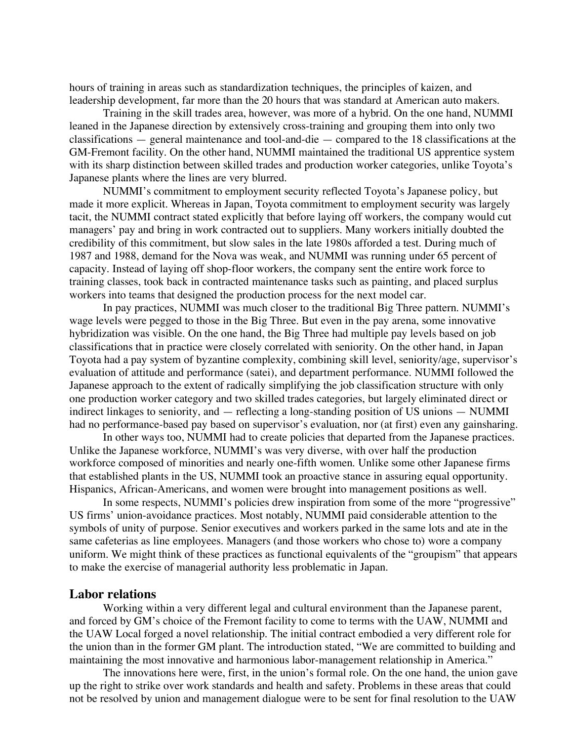hours of training in areas such as standardization techniques, the principles of kaizen, and leadership development, far more than the 20 hours that was standard at American auto makers.

Training in the skill trades area, however, was more of a hybrid. On the one hand, NUMMI leaned in the Japanese direction by extensively cross-training and grouping them into only two classifications — general maintenance and tool-and-die — compared to the 18 classifications at the GM-Fremont facility. On the other hand, NUMMI maintained the traditional US apprentice system with its sharp distinction between skilled trades and production worker categories, unlike Toyota's Japanese plants where the lines are very blurred.

NUMMI's commitment to employment security reflected Toyota's Japanese policy, but made it more explicit. Whereas in Japan, Toyota commitment to employment security was largely tacit, the NUMMI contract stated explicitly that before laying off workers, the company would cut managers' pay and bring in work contracted out to suppliers. Many workers initially doubted the credibility of this commitment, but slow sales in the late 1980s afforded a test. During much of 1987 and 1988, demand for the Nova was weak, and NUMMI was running under 65 percent of capacity. Instead of laying off shop-floor workers, the company sent the entire work force to training classes, took back in contracted maintenance tasks such as painting, and placed surplus workers into teams that designed the production process for the next model car.

In pay practices, NUMMI was much closer to the traditional Big Three pattern. NUMMI's wage levels were pegged to those in the Big Three. But even in the pay arena, some innovative hybridization was visible. On the one hand, the Big Three had multiple pay levels based on job classifications that in practice were closely correlated with seniority. On the other hand, in Japan Toyota had a pay system of byzantine complexity, combining skill level, seniority/age, supervisor's evaluation of attitude and performance (satei), and department performance. NUMMI followed the Japanese approach to the extent of radically simplifying the job classification structure with only one production worker category and two skilled trades categories, but largely eliminated direct or indirect linkages to seniority, and — reflecting a long-standing position of US unions — NUMMI had no performance-based pay based on supervisor's evaluation, nor (at first) even any gainsharing.

In other ways too, NUMMI had to create policies that departed from the Japanese practices. Unlike the Japanese workforce, NUMMI's was very diverse, with over half the production workforce composed of minorities and nearly one-fifth women. Unlike some other Japanese firms that established plants in the US, NUMMI took an proactive stance in assuring equal opportunity. Hispanics, African-Americans, and women were brought into management positions as well.

In some respects, NUMMI's policies drew inspiration from some of the more "progressive" US firms' union-avoidance practices. Most notably, NUMMI paid considerable attention to the symbols of unity of purpose. Senior executives and workers parked in the same lots and ate in the same cafeterias as line employees. Managers (and those workers who chose to) wore a company uniform. We might think of these practices as functional equivalents of the "groupism" that appears to make the exercise of managerial authority less problematic in Japan.

## Labor relations

Working within a very different legal and cultural environment than the Japanese parent, and forced by GM's choice of the Fremont facility to come to terms with the UAW, NUMMI and the UAW Local forged a novel relationship. The initial contract embodied a very different role for the union than in the former GM plant. The introduction stated, "We are committed to building and maintaining the most innovative and harmonious labor-management relationship in America."

The innovations here were, first, in the union's formal role. On the one hand, the union gave up the right to strike over work standards and health and safety. Problems in these areas that could not be resolved by union and management dialogue were to be sent for final resolution to the UAW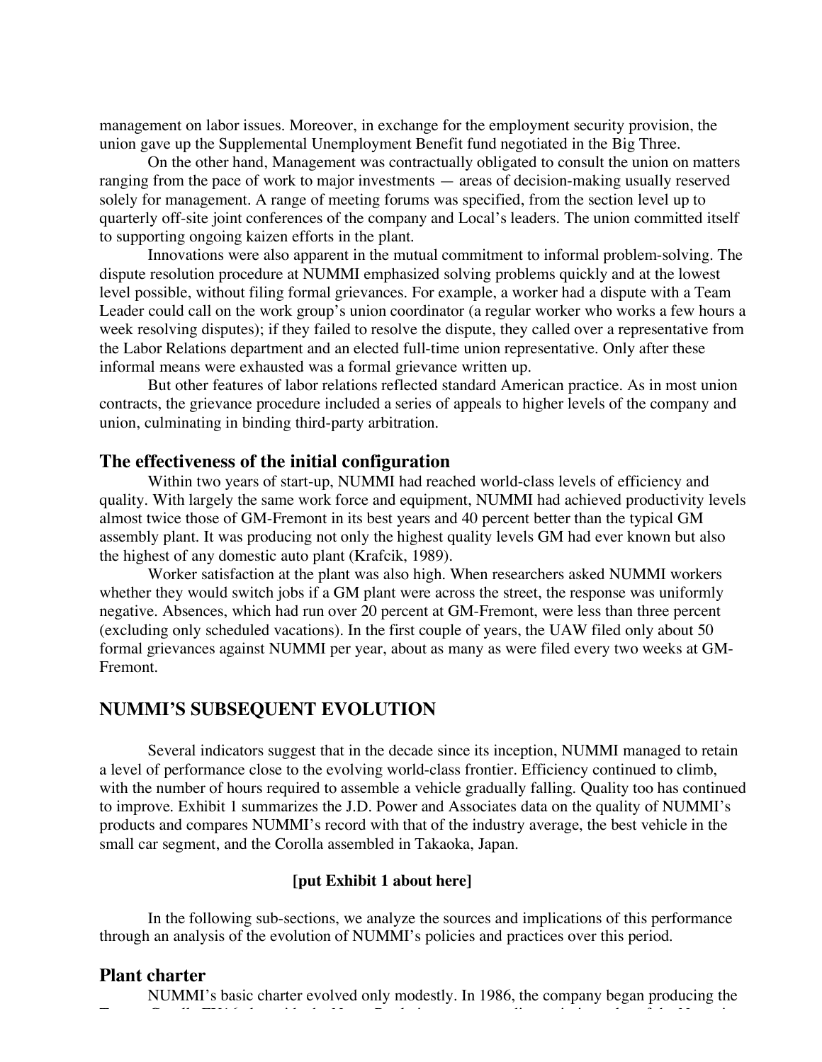management on labor issues. Moreover, in exchange for the employment security provision, the union gave up the Supplemental Unemployment Benefit fund negotiated in the Big Three.

On the other hand, Management was contractually obligated to consult the union on matters ranging from the pace of work to major investments — areas of decision-making usually reserved solely for management. A range of meeting forums was specified, from the section level up to quarterly off-site joint conferences of the company and Local's leaders. The union committed itself to supporting ongoing kaizen efforts in the plant.

Innovations were also apparent in the mutual commitment to informal problem-solving. The dispute resolution procedure at NUMMI emphasized solving problems quickly and at the lowest level possible, without filing formal grievances. For example, a worker had a dispute with a Team Leader could call on the work group's union coordinator (a regular worker who works a few hours a week resolving disputes); if they failed to resolve the dispute, they called over a representative from the Labor Relations department and an elected full-time union representative. Only after these informal means were exhausted was a formal grievance written up.

But other features of labor relations reflected standard American practice. As in most union contracts, the grievance procedure included a series of appeals to higher levels of the company and union, culminating in binding third-party arbitration.

### The effectiveness of the initial configuration

Within two years of start-up, NUMMI had reached world-class levels of efficiency and quality. With largely the same work force and equipment, NUMMI had achieved productivity levels almost twice those of GM-Fremont in its best years and 40 percent better than the typical GM assembly plant. It was producing not only the highest quality levels GM had ever known but also the highest of any domestic auto plant (Krafcik, 1989).

Worker satisfaction at the plant was also high. When researchers asked NUMMI workers whether they would switch jobs if a GM plant were across the street, the response was uniformly negative. Absences, which had run over 20 percent at GM-Fremont, were less than three percent (excluding only scheduled vacations). In the first couple of years, the UAW filed only about 50 formal grievances against NUMMI per year, about as many as were filed every two weeks at GM-Fremont.

## NUMMI'S SUBSEQUENT EVOLUTION

Several indicators suggest that in the decade since its inception, NUMMI managed to retain a level of performance close to the evolving world-class frontier. Efficiency continued to climb, with the number of hours required to assemble a vehicle gradually falling. Quality too has continued to improve. Exhibit 1 summarizes the J.D. Power and Associates data on the quality of NUMMI's products and compares NUMMI's record with that of the industry average, the best vehicle in the small car segment, and the Corolla assembled in Takaoka, Japan.

**[put Exhibit 1 about here]**

In the following sub-sections, we analyze the sources and implications of this performance through an analysis of the evolution of NUMMI's policies and practices over this period.

### Plant charter

NUMMI's basic charter evolved only modestly. In 1986, the company began producing the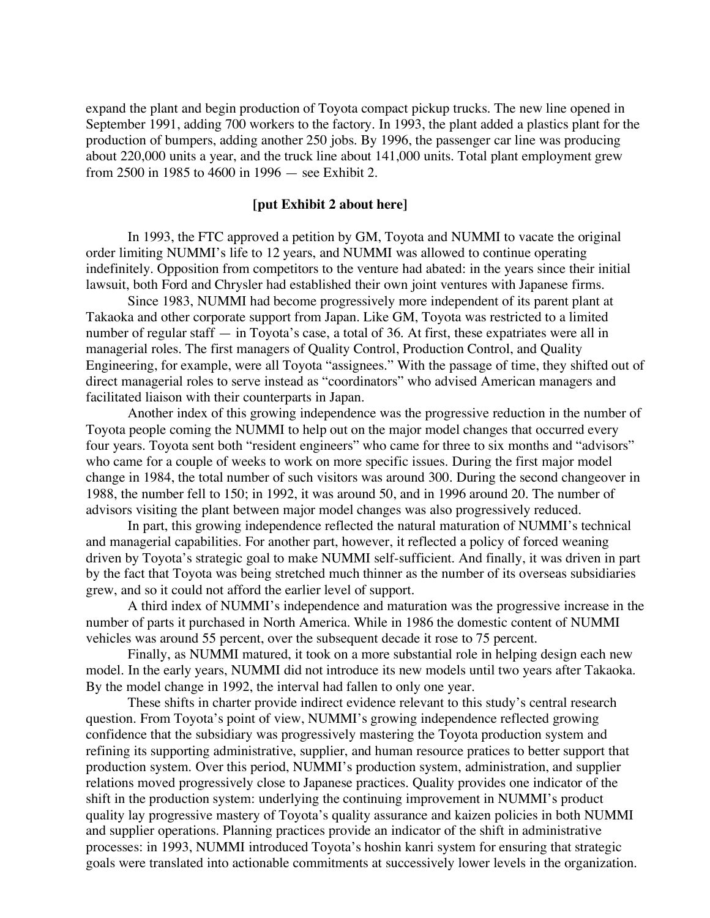expand the plant and begin production of Toyota compact pickup trucks. The new line opened in September 1991, adding 700 workers to the factory. In 1993, the plant added a plastics plant for the production of bumpers, adding another 250 jobs. By 1996, the passenger car line was producing about 220,000 units a year, and the truck line about 141,000 units. Total plant employment grew from 2500 in 1985 to 4600 in 1996 — see Exhibit 2.

**[put Exhibit 2 about here]**

In 1993, the FTC approved a petition by GM, Toyota and NUMMI to vacate the original order limiting NUMMI's life to 12 years, and NUMMI was allowed to continue operating indefinitely. Opposition from competitors to the venture had abated: in the years since their initial lawsuit, both Ford and Chrysler had established their own joint ventures with Japanese firms.

Since 1983, NUMMI had become progressively more independent of its parent plant at Takaoka and other corporate support from Japan. Like GM, Toyota was restricted to a limited number of regular staff — in Toyota's case, a total of 36. At first, these expatriates were all in managerial roles. The first managers of Quality Control, Production Control, and Quality Engineering, for example, were all Toyota "assignees." With the passage of time, they shifted out of direct managerial roles to serve instead as "coordinators" who advised American managers and facilitated liaison with their counterparts in Japan.

Another index of this growing independence was the progressive reduction in the number of Toyota people coming the NUMMI to help out on the major model changes that occurred every four years. Toyota sent both "resident engineers" who came for three to six months and "advisors" who came for a couple of weeks to work on more specific issues. During the first major model change in 1984, the total number of such visitors was around 300. During the second changeover in 1988, the number fell to 150; in 1992, it was around 50, and in 1996 around 20. The number of advisors visiting the plant between major model changes was also progressively reduced.

In part, this growing independence reflected the natural maturation of NUMMI's technical and managerial capabilities. For another part, however, it reflected a policy of forced weaning driven by Toyota's strategic goal to make NUMMI self-sufficient. And finally, it was driven in part by the fact that Toyota was being stretched much thinner as the number of its overseas subsidiaries grew, and so it could not afford the earlier level of support.

A third index of NUMMI's independence and maturation was the progressive increase in the number of parts it purchased in North America. While in 1986 the domestic content of NUMMI vehicles was around 55 percent, over the subsequent decade it rose to 75 percent.

Finally, as NUMMI matured, it took on a more substantial role in helping design each new model. In the early years, NUMMI did not introduce its new models until two years after Takaoka. By the model change in 1992, the interval had fallen to only one year.

These shifts in charter provide indirect evidence relevant to this study's central research question. From Toyota's point of view, NUMMI's growing independence reflected growing confidence that the subsidiary was progressively mastering the Toyota production system and refining its supporting administrative, supplier, and human resource pratices to better support that production system. Over this period, NUMMI's production system, administration, and supplier relations moved progressively close to Japanese practices. Quality provides one indicator of the shift in the production system: underlying the continuing improvement in NUMMI's product quality lay progressive mastery of Toyota's quality assurance and kaizen policies in both NUMMI and supplier operations. Planning practices provide an indicator of the shift in administrative processes: in 1993, NUMMI introduced Toyota's hoshin kanri system for ensuring that strategic goals were translated into actionable commitments at successively lower levels in the organization.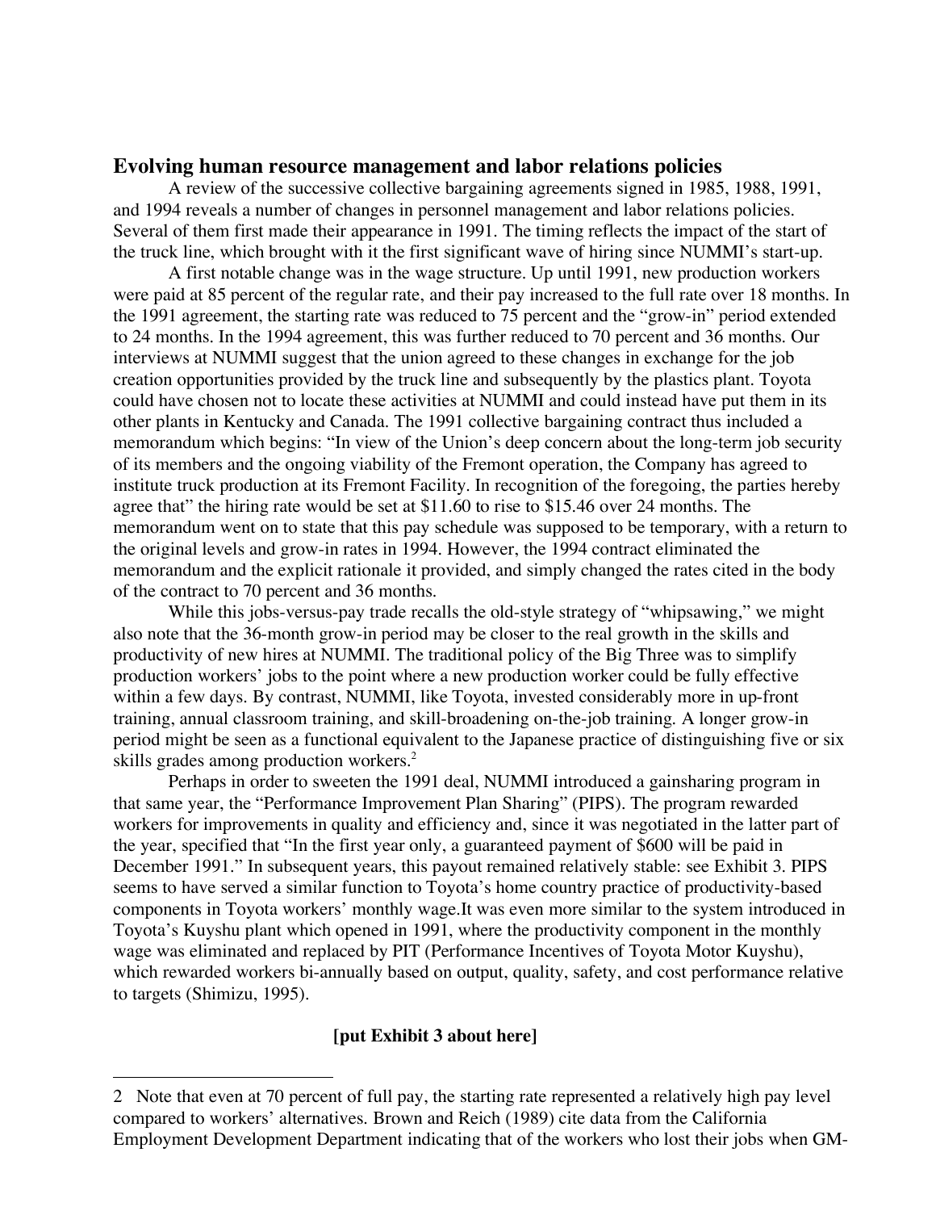## Evolving human resource management and labor relations policies

A review of the successive collective bargaining agreements signed in 1985, 1988, 1991, and 1994 reveals a number of changes in personnel management and labor relations policies. Several of them first made their appearance in 1991. The timing reflects the impact of the start of the truck line, which brought with it the first significant wave of hiring since NUMMI's start-up.

A first notable change was in the wage structure. Up until 1991, new production workers were paid at 85 percent of the regular rate, and their pay increased to the full rate over 18 months. In the 1991 agreement, the starting rate was reduced to 75 percent and the "grow-in" period extended to 24 months. In the 1994 agreement, this was further reduced to 70 percent and 36 months. Our interviews at NUMMI suggest that the union agreed to these changes in exchange for the job creation opportunities provided by the truck line and subsequently by the plastics plant. Toyota could have chosen not to locate these activities at NUMMI and could instead have put them in its other plants in Kentucky and Canada. The 1991 collective bargaining contract thus included a memorandum which begins: "In view of the Union's deep concern about the long-term job security of its members and the ongoing viability of the Fremont operation, the Company has agreed to institute truck production at its Fremont Facility. In recognition of the foregoing, the parties hereby agree that" the hiring rate would be set at $11.60 to rise to $15.46 over 24 months. The memorandum went on to state that this pay schedule was supposed to be temporary, with a return to the original levels and grow-in rates in 1994. However, the 1994 contract eliminated the memorandum and the explicit rationale it provided, and simply changed the rates cited in the body of the contract to 70 percent and 36 months.

While this jobs-versus-pay trade recalls the old-style strategy of "whipsawing," we might also note that the 36-month grow-in period may be closer to the real growth in the skills and productivity of new hires at NUMMI. The traditional policy of the Big Three was to simplify production workers' jobs to the point where a new production worker could be fully effective within a few days. By contrast, NUMMI, like Toyota, invested considerably more in up-front training, annual classroom training, and skill-broadening on-the-job training. A longer grow-in period might be seen as a functional equivalent to the Japanese practice of distinguishing five or six skills grades among production workers.[2]

Perhaps in order to sweeten the 1991 deal, NUMMI introduced a gainsharing program in that same year, the "Performance Improvement Plan Sharing" (PIPS). The program rewarded workers for improvements in quality and efficiency and, since it was negotiated in the latter part of the year, specified that "In the first year only, a guaranteed payment of $600 will be paid in December 1991." In subsequent years, this payout remained relatively stable: see Exhibit 3. PIPS seems to have served a similar function to Toyota's home country practice of productivity-based components in Toyota workers' monthly wage.It was even more similar to the system introduced in Toyota's Kuyshu plant which opened in 1991, where the productivity component in the monthly wage was eliminated and replaced by PIT (Performance Incentives of Toyota Motor Kuyshu), which rewarded workers bi-annually based on output, quality, safety, and cost performance relative to targets (Shimizu, 1995).

**[put Exhibit 3 about here]**

---

2 Note that even at 70 percent of full pay, the starting rate represented a relatively high pay level compared to workers' alternatives. Brown and Reich (1989) cite data from the California Employment Development Department indicating that of the workers who lost their jobs when GM-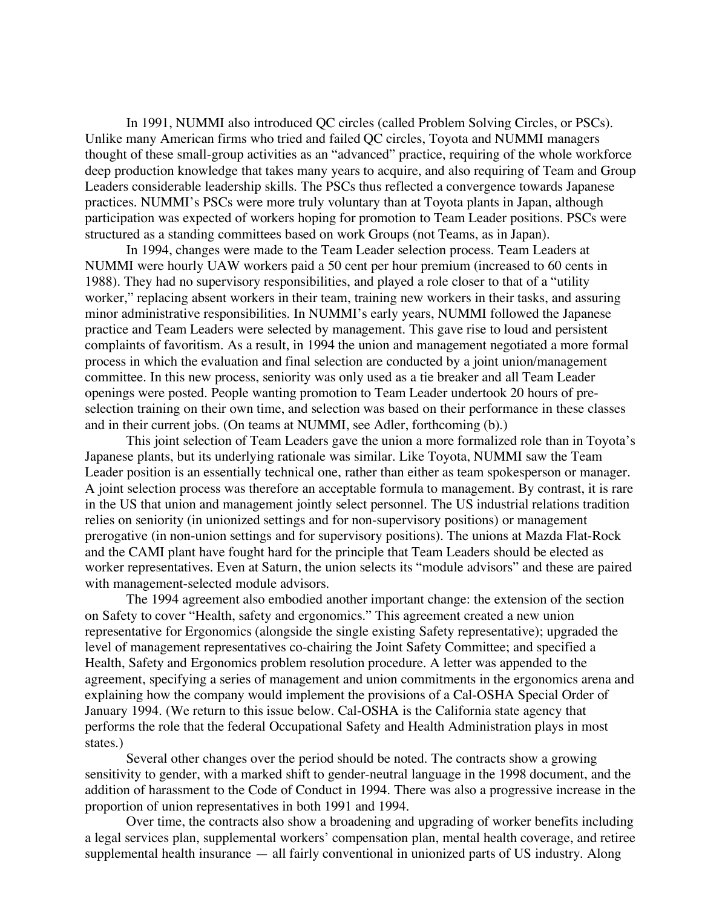In 1991, NUMMI also introduced QC circles (called Problem Solving Circles, or PSCs). Unlike many American firms who tried and failed QC circles, Toyota and NUMMI managers thought of these small-group activities as an "advanced" practice, requiring of the whole workforce deep production knowledge that takes many years to acquire, and also requiring of Team and Group Leaders considerable leadership skills. The PSCs thus reflected a convergence towards Japanese practices. NUMMI's PSCs were more truly voluntary than at Toyota plants in Japan, although participation was expected of workers hoping for promotion to Team Leader positions. PSCs were structured as a standing committees based on work Groups (not Teams, as in Japan).

In 1994, changes were made to the Team Leader selection process. Team Leaders at NUMMI were hourly UAW workers paid a 50 cent per hour premium (increased to 60 cents in 1988). They had no supervisory responsibilities, and played a role closer to that of a "utility worker," replacing absent workers in their team, training new workers in their tasks, and assuring minor administrative responsibilities. In NUMMI's early years, NUMMI followed the Japanese practice and Team Leaders were selected by management. This gave rise to loud and persistent complaints of favoritism. As a result, in 1994 the union and management negotiated a more formal process in which the evaluation and final selection are conducted by a joint union/management committee. In this new process, seniority was only used as a tie breaker and all Team Leader openings were posted. People wanting promotion to Team Leader undertook 20 hours of pre-selection training on their own time, and selection was based on their performance in these classes and in their current jobs. (On teams at NUMMI, see Adler, forthcoming (b).)

This joint selection of Team Leaders gave the union a more formalized role than in Toyota's Japanese plants, but its underlying rationale was similar. Like Toyota, NUMMI saw the Team Leader position is an essentially technical one, rather than either as team spokesperson or manager. A joint selection process was therefore an acceptable formula to management. By contrast, it is rare in the US that union and management jointly select personnel. The US industrial relations tradition relies on seniority (in unionized settings and for non-supervisory positions) or management prerogative (in non-union settings and for supervisory positions). The unions at Mazda Flat-Rock and the CAMI plant have fought hard for the principle that Team Leaders should be elected as worker representatives. Even at Saturn, the union selects its "module advisors" and these are paired with management-selected module advisors.

The 1994 agreement also embodied another important change: the extension of the section on Safety to cover "Health, safety and ergonomics." This agreement created a new union representative for Ergonomics (alongside the single existing Safety representative); upgraded the level of management representatives co-chairing the Joint Safety Committee; and specified a Health, Safety and Ergonomics problem resolution procedure. A letter was appended to the agreement, specifying a series of management and union commitments in the ergonomics arena and explaining how the company would implement the provisions of a Cal-OSHA Special Order of January 1994. (We return to this issue below. Cal-OSHA is the California state agency that performs the role that the federal Occupational Safety and Health Administration plays in most states.)

Several other changes over the period should be noted. The contracts show a growing sensitivity to gender, with a marked shift to gender-neutral language in the 1998 document, and the addition of harassment to the Code of Conduct in 1994. There was also a progressive increase in the proportion of union representatives in both 1991 and 1994.

Over time, the contracts also show a broadening and upgrading of worker benefits including a legal services plan, supplemental workers' compensation plan, mental health coverage, and retiree supplemental health insurance — all fairly conventional in unionized parts of US industry. Along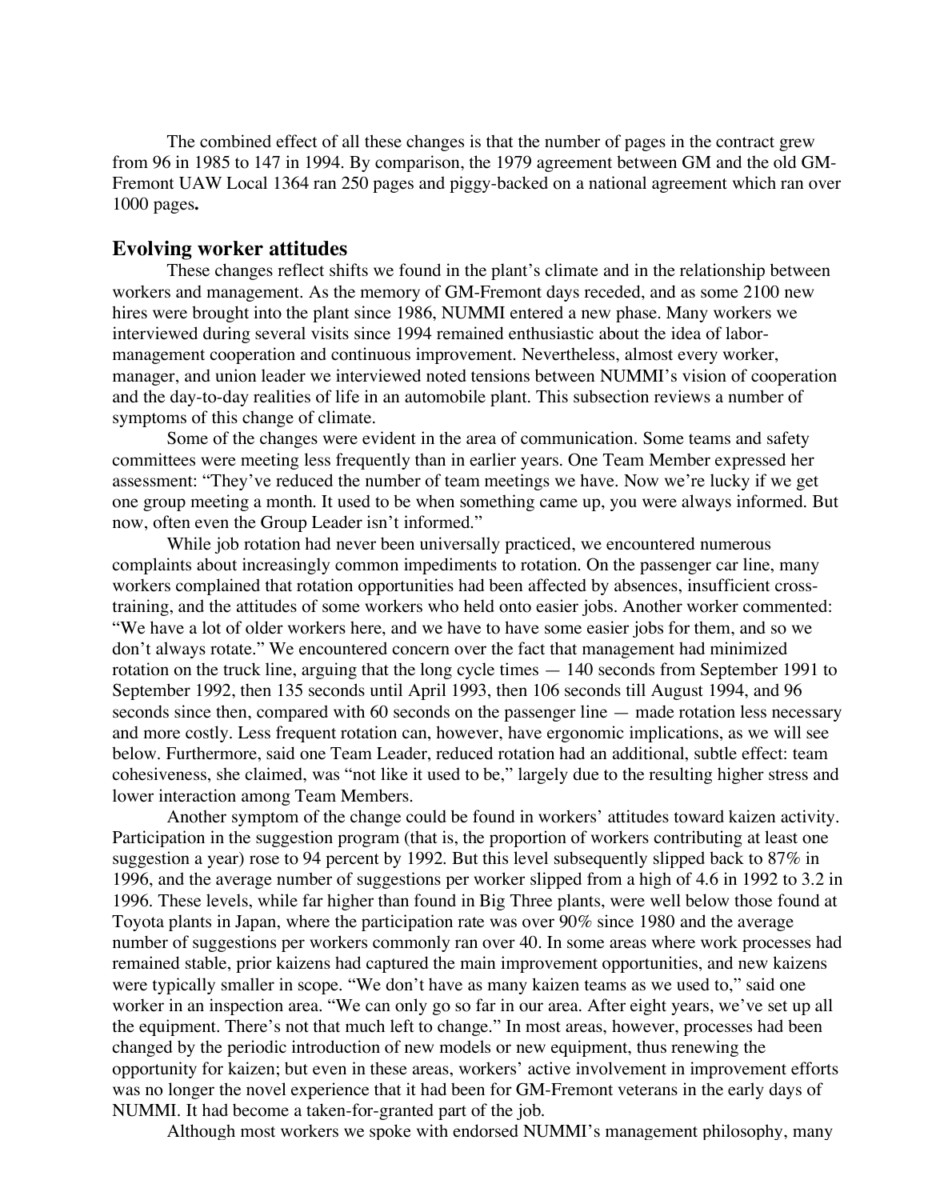The combined effect of all these changes is that the number of pages in the contract grew from 96 in 1985 to 147 in 1994. By comparison, the 1979 agreement between GM and the old GM-Fremont UAW Local 1364 ran 250 pages and piggy-backed on a national agreement which ran over 1000 pages**.**

## Evolving worker attitudes

These changes reflect shifts we found in the plant's climate and in the relationship between workers and management. As the memory of GM-Fremont days receded, and as some 2100 new hires were brought into the plant since 1986, NUMMI entered a new phase. Many workers we interviewed during several visits since 1994 remained enthusiastic about the idea of labor-management cooperation and continuous improvement. Nevertheless, almost every worker, manager, and union leader we interviewed noted tensions between NUMMI's vision of cooperation and the day-to-day realities of life in an automobile plant. This subsection reviews a number of symptoms of this change of climate.

Some of the changes were evident in the area of communication. Some teams and safety committees were meeting less frequently than in earlier years. One Team Member expressed her assessment: "They've reduced the number of team meetings we have. Now we're lucky if we get one group meeting a month. It used to be when something came up, you were always informed. But now, often even the Group Leader isn't informed."

While job rotation had never been universally practiced, we encountered numerous complaints about increasingly common impediments to rotation. On the passenger car line, many workers complained that rotation opportunities had been affected by absences, insufficient cross-training, and the attitudes of some workers who held onto easier jobs. Another worker commented: "We have a lot of older workers here, and we have to have some easier jobs for them, and so we don't always rotate." We encountered concern over the fact that management had minimized rotation on the truck line, arguing that the long cycle times — 140 seconds from September 1991 to September 1992, then 135 seconds until April 1993, then 106 seconds till August 1994, and 96 seconds since then, compared with 60 seconds on the passenger line — made rotation less necessary and more costly. Less frequent rotation can, however, have ergonomic implications, as we will see below. Furthermore, said one Team Leader, reduced rotation had an additional, subtle effect: team cohesiveness, she claimed, was "not like it used to be," largely due to the resulting higher stress and lower interaction among Team Members.

Another symptom of the change could be found in workers' attitudes toward kaizen activity. Participation in the suggestion program (that is, the proportion of workers contributing at least one suggestion a year) rose to 94 percent by 1992. But this level subsequently slipped back to 87% in 1996, and the average number of suggestions per worker slipped from a high of 4.6 in 1992 to 3.2 in 1996. These levels, while far higher than found in Big Three plants, were well below those found at Toyota plants in Japan, where the participation rate was over 90% since 1980 and the average number of suggestions per workers commonly ran over 40. In some areas where work processes had remained stable, prior kaizens had captured the main improvement opportunities, and new kaizens were typically smaller in scope. "We don't have as many kaizen teams as we used to," said one worker in an inspection area. "We can only go so far in our area. After eight years, we've set up all the equipment. There's not that much left to change." In most areas, however, processes had been changed by the periodic introduction of new models or new equipment, thus renewing the opportunity for kaizen; but even in these areas, workers' active involvement in improvement efforts was no longer the novel experience that it had been for GM-Fremont veterans in the early days of NUMMI. It had become a taken-for-granted part of the job.

Although most workers we spoke with endorsed NUMMI's management philosophy, many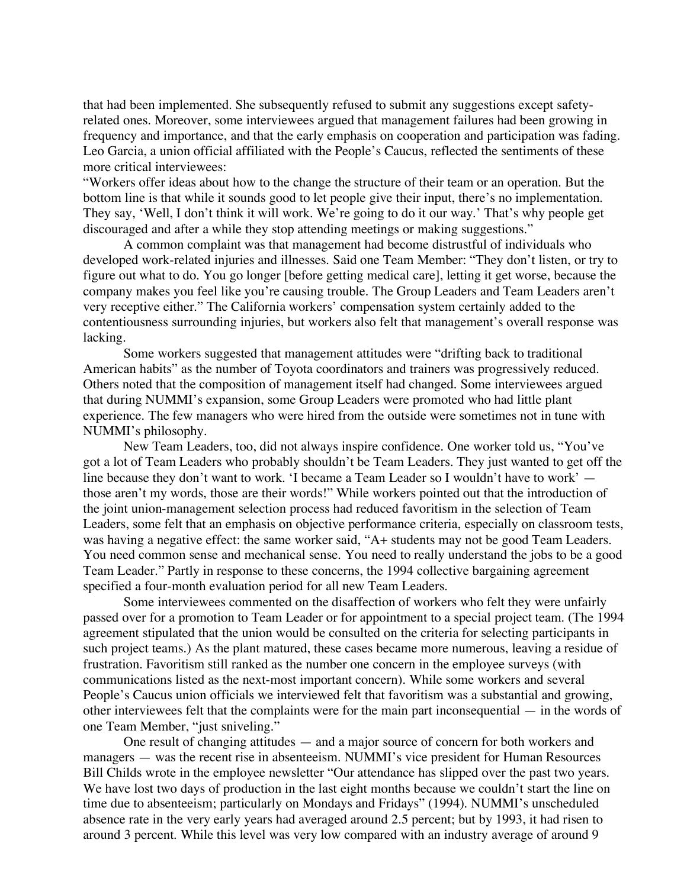that had been implemented. She subsequently refused to submit any suggestions except safety-related ones. Moreover, some interviewees argued that management failures had been growing in frequency and importance, and that the early emphasis on cooperation and participation was fading. Leo Garcia, a union official affiliated with the People's Caucus, reflected the sentiments of these more critical interviewees:

"Workers offer ideas about how to the change the structure of their team or an operation. But the bottom line is that while it sounds good to let people give their input, there's no implementation. They say, 'Well, I don't think it will work. We're going to do it our way.' That's why people get discouraged and after a while they stop attending meetings or making suggestions."

A common complaint was that management had become distrustful of individuals who developed work-related injuries and illnesses. Said one Team Member: "They don't listen, or try to figure out what to do. You go longer [before getting medical care], letting it get worse, because the company makes you feel like you're causing trouble. The Group Leaders and Team Leaders aren't very receptive either." The California workers' compensation system certainly added to the contentiousness surrounding injuries, but workers also felt that management's overall response was lacking.

Some workers suggested that management attitudes were "drifting back to traditional American habits" as the number of Toyota coordinators and trainers was progressively reduced. Others noted that the composition of management itself had changed. Some interviewees argued that during NUMMI's expansion, some Group Leaders were promoted who had little plant experience. The few managers who were hired from the outside were sometimes not in tune with NUMMI's philosophy.

New Team Leaders, too, did not always inspire confidence. One worker told us, "You've got a lot of Team Leaders who probably shouldn't be Team Leaders. They just wanted to get off the line because they don't want to work. 'I became a Team Leader so I wouldn't have to work' — those aren't my words, those are their words!" While workers pointed out that the introduction of the joint union-management selection process had reduced favoritism in the selection of Team Leaders, some felt that an emphasis on objective performance criteria, especially on classroom tests, was having a negative effect: the same worker said, "A+ students may not be good Team Leaders. You need common sense and mechanical sense. You need to really understand the jobs to be a good Team Leader." Partly in response to these concerns, the 1994 collective bargaining agreement specified a four-month evaluation period for all new Team Leaders.

Some interviewees commented on the disaffection of workers who felt they were unfairly passed over for a promotion to Team Leader or for appointment to a special project team. (The 1994 agreement stipulated that the union would be consulted on the criteria for selecting participants in such project teams.) As the plant matured, these cases became more numerous, leaving a residue of frustration. Favoritism still ranked as the number one concern in the employee surveys (with communications listed as the next-most important concern). While some workers and several People's Caucus union officials we interviewed felt that favoritism was a substantial and growing, other interviewees felt that the complaints were for the main part inconsequential — in the words of one Team Member, "just sniveling."

One result of changing attitudes — and a major source of concern for both workers and managers — was the recent rise in absenteeism. NUMMI's vice president for Human Resources Bill Childs wrote in the employee newsletter "Our attendance has slipped over the past two years. We have lost two days of production in the last eight months because we couldn't start the line on time due to absenteeism; particularly on Mondays and Fridays" (1994). NUMMI's unscheduled absence rate in the very early years had averaged around 2.5 percent; but by 1993, it had risen to around 3 percent. While this level was very low compared with an industry average of around 9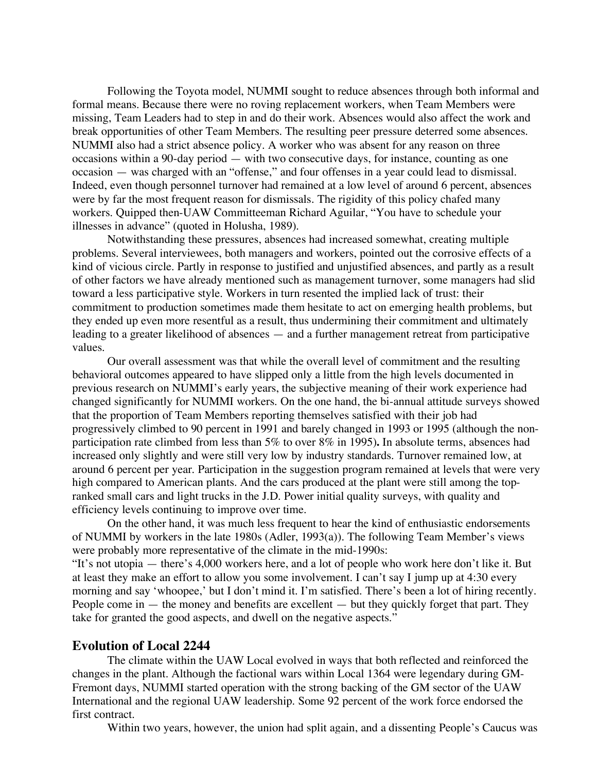Following the Toyota model, NUMMI sought to reduce absences through both informal and formal means. Because there were no roving replacement workers, when Team Members were missing, Team Leaders had to step in and do their work. Absences would also affect the work and break opportunities of other Team Members. The resulting peer pressure deterred some absences. NUMMI also had a strict absence policy. A worker who was absent for any reason on three occasions within a 90-day period — with two consecutive days, for instance, counting as one occasion — was charged with an "offense," and four offenses in a year could lead to dismissal. Indeed, even though personnel turnover had remained at a low level of around 6 percent, absences were by far the most frequent reason for dismissals. The rigidity of this policy chafed many workers. Quipped then-UAW Committeeman Richard Aguilar, "You have to schedule your illnesses in advance" (quoted in Holusha, 1989).

Notwithstanding these pressures, absences had increased somewhat, creating multiple problems. Several interviewees, both managers and workers, pointed out the corrosive effects of a kind of vicious circle. Partly in response to justified and unjustified absences, and partly as a result of other factors we have already mentioned such as management turnover, some managers had slid toward a less participative style. Workers in turn resented the implied lack of trust: their commitment to production sometimes made them hesitate to act on emerging health problems, but they ended up even more resentful as a result, thus undermining their commitment and ultimately leading to a greater likelihood of absences — and a further management retreat from participative values.

Our overall assessment was that while the overall level of commitment and the resulting behavioral outcomes appeared to have slipped only a little from the high levels documented in previous research on NUMMI's early years, the subjective meaning of their work experience had changed significantly for NUMMI workers. On the one hand, the bi-annual attitude surveys showed that the proportion of Team Members reporting themselves satisfied with their job had progressively climbed to 90 percent in 1991 and barely changed in 1993 or 1995 (although the non-participation rate climbed from less than 5% to over 8% in 1995)**.** In absolute terms, absences had increased only slightly and were still very low by industry standards. Turnover remained low, at around 6 percent per year. Participation in the suggestion program remained at levels that were very high compared to American plants. And the cars produced at the plant were still among the top-ranked small cars and light trucks in the J.D. Power initial quality surveys, with quality and efficiency levels continuing to improve over time.

On the other hand, it was much less frequent to hear the kind of enthusiastic endorsements of NUMMI by workers in the late 1980s (Adler, 1993(a)). The following Team Member's views were probably more representative of the climate in the mid-1990s:

"It's not utopia — there's 4,000 workers here, and a lot of people who work here don't like it. But at least they make an effort to allow you some involvement. I can't say I jump up at 4:30 every morning and say 'whoopee,' but I don't mind it. I'm satisfied. There's been a lot of hiring recently. People come in — the money and benefits are excellent — but they quickly forget that part. They take for granted the good aspects, and dwell on the negative aspects."

## Evolution of Local 2244

The climate within the UAW Local evolved in ways that both reflected and reinforced the changes in the plant. Although the factional wars within Local 1364 were legendary during GM-Fremont days, NUMMI started operation with the strong backing of the GM sector of the UAW International and the regional UAW leadership. Some 92 percent of the work force endorsed the first contract.

Within two years, however, the union had split again, and a dissenting People's Caucus was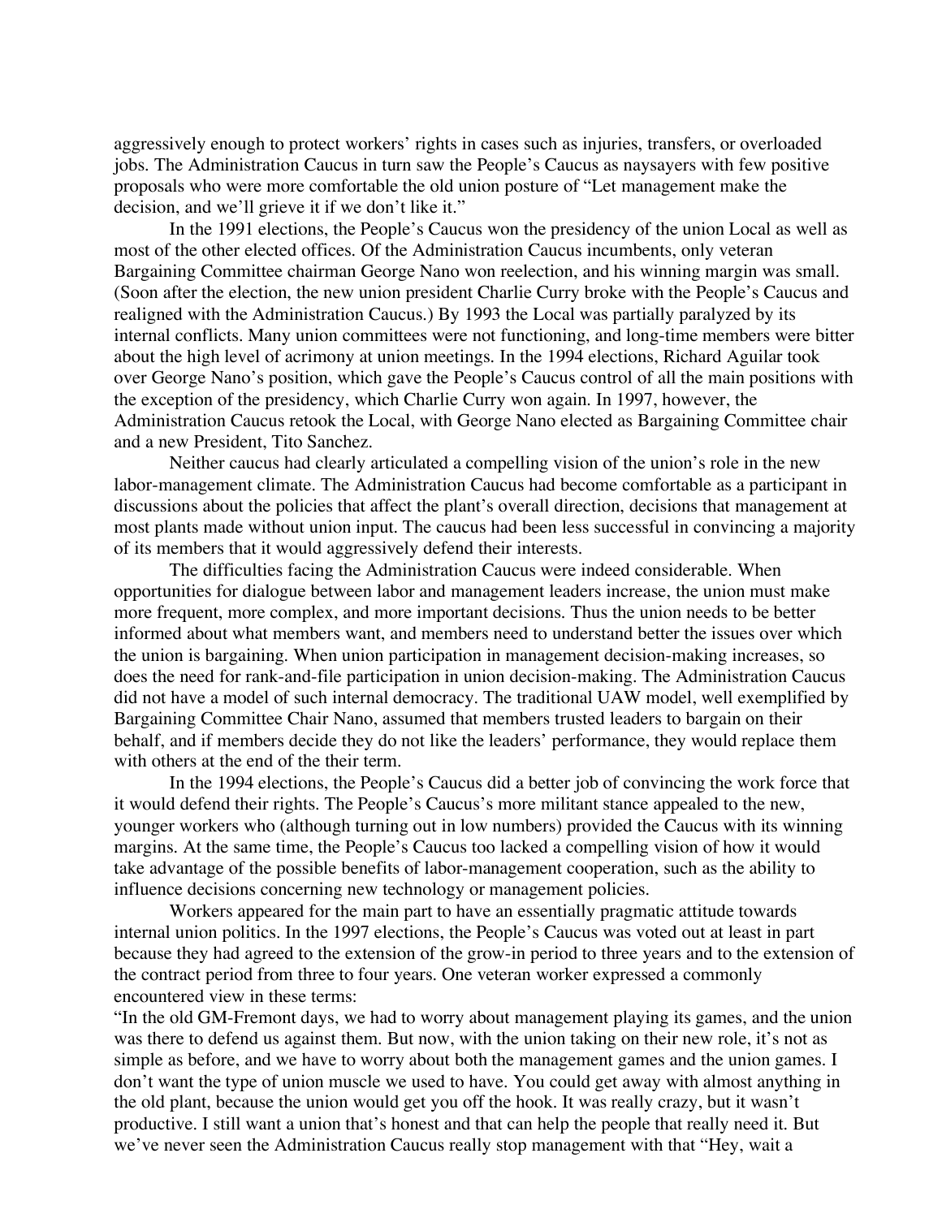aggressively enough to protect workers' rights in cases such as injuries, transfers, or overloaded jobs. The Administration Caucus in turn saw the People's Caucus as naysayers with few positive proposals who were more comfortable the old union posture of "Let management make the decision, and we'll grieve it if we don't like it."

In the 1991 elections, the People's Caucus won the presidency of the union Local as well as most of the other elected offices. Of the Administration Caucus incumbents, only veteran Bargaining Committee chairman George Nano won reelection, and his winning margin was small. (Soon after the election, the new union president Charlie Curry broke with the People's Caucus and realigned with the Administration Caucus.) By 1993 the Local was partially paralyzed by its internal conflicts. Many union committees were not functioning, and long-time members were bitter about the high level of acrimony at union meetings. In the 1994 elections, Richard Aguilar took over George Nano's position, which gave the People's Caucus control of all the main positions with the exception of the presidency, which Charlie Curry won again. In 1997, however, the Administration Caucus retook the Local, with George Nano elected as Bargaining Committee chair and a new President, Tito Sanchez.

Neither caucus had clearly articulated a compelling vision of the union's role in the new labor-management climate. The Administration Caucus had become comfortable as a participant in discussions about the policies that affect the plant's overall direction, decisions that management at most plants made without union input. The caucus had been less successful in convincing a majority of its members that it would aggressively defend their interests.

The difficulties facing the Administration Caucus were indeed considerable. When opportunities for dialogue between labor and management leaders increase, the union must make more frequent, more complex, and more important decisions. Thus the union needs to be better informed about what members want, and members need to understand better the issues over which the union is bargaining. When union participation in management decision-making increases, so does the need for rank-and-file participation in union decision-making. The Administration Caucus did not have a model of such internal democracy. The traditional UAW model, well exemplified by Bargaining Committee Chair Nano, assumed that members trusted leaders to bargain on their behalf, and if members decide they do not like the leaders' performance, they would replace them with others at the end of the their term.

In the 1994 elections, the People's Caucus did a better job of convincing the work force that it would defend their rights. The People's Caucus's more militant stance appealed to the new, younger workers who (although turning out in low numbers) provided the Caucus with its winning margins. At the same time, the People's Caucus too lacked a compelling vision of how it would take advantage of the possible benefits of labor-management cooperation, such as the ability to influence decisions concerning new technology or management policies.

Workers appeared for the main part to have an essentially pragmatic attitude towards internal union politics. In the 1997 elections, the People's Caucus was voted out at least in part because they had agreed to the extension of the grow-in period to three years and to the extension of the contract period from three to four years. One veteran worker expressed a commonly encountered view in these terms:

"In the old GM-Fremont days, we had to worry about management playing its games, and the union was there to defend us against them. But now, with the union taking on their new role, it's not as simple as before, and we have to worry about both the management games and the union games. I don't want the type of union muscle we used to have. You could get away with almost anything in the old plant, because the union would get you off the hook. It was really crazy, but it wasn't productive. I still want a union that's honest and that can help the people that really need it. But we've never seen the Administration Caucus really stop management with that "Hey, wait a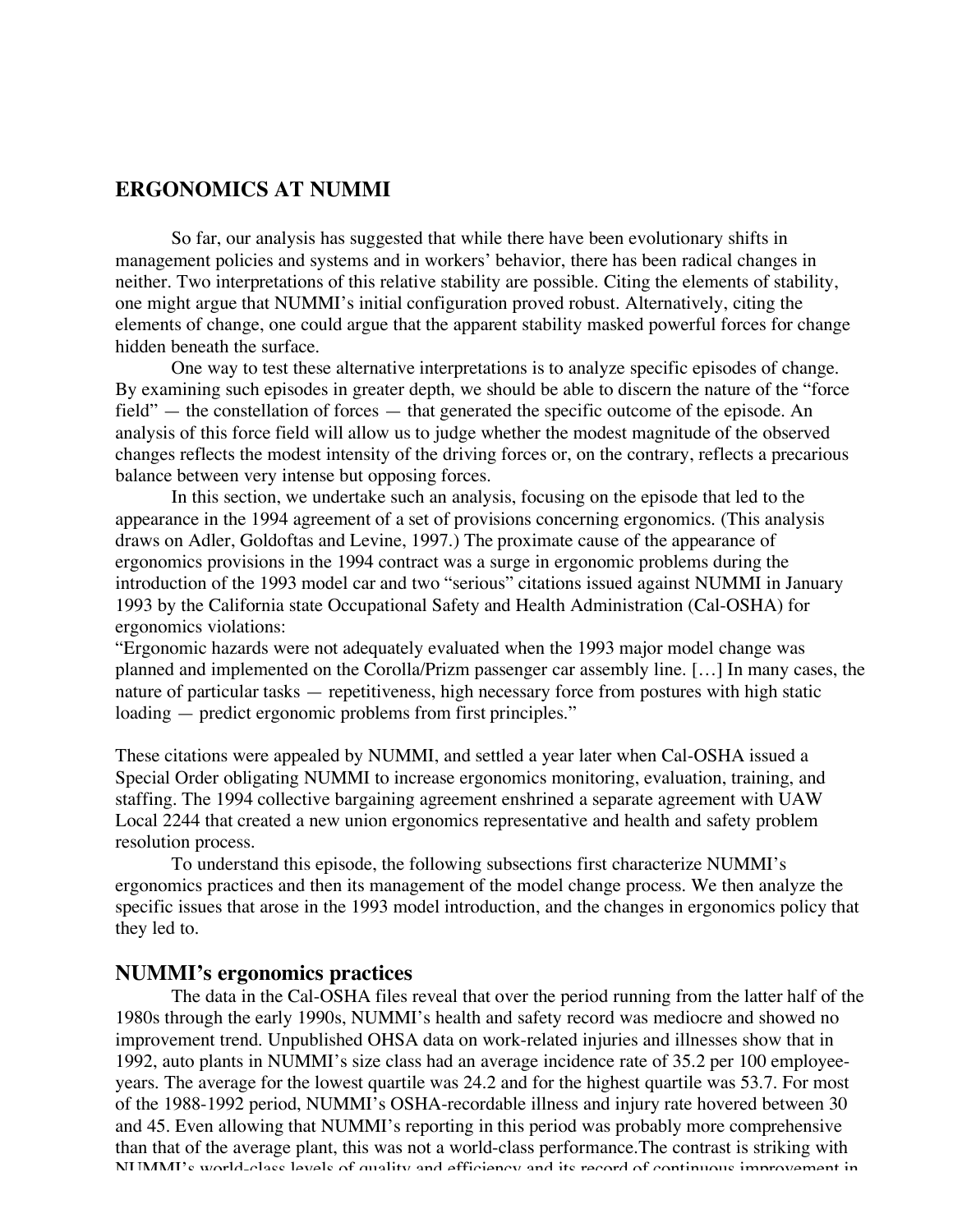## ERGONOMICS AT NUMMI

So far, our analysis has suggested that while there have been evolutionary shifts in management policies and systems and in workers' behavior, there has been radical changes in neither. Two interpretations of this relative stability are possible. Citing the elements of stability, one might argue that NUMMI's initial configuration proved robust. Alternatively, citing the elements of change, one could argue that the apparent stability masked powerful forces for change hidden beneath the surface.

One way to test these alternative interpretations is to analyze specific episodes of change. By examining such episodes in greater depth, we should be able to discern the nature of the "force field" — the constellation of forces — that generated the specific outcome of the episode. An analysis of this force field will allow us to judge whether the modest magnitude of the observed changes reflects the modest intensity of the driving forces or, on the contrary, reflects a precarious balance between very intense but opposing forces.

In this section, we undertake such an analysis, focusing on the episode that led to the appearance in the 1994 agreement of a set of provisions concerning ergonomics. (This analysis draws on Adler, Goldoftas and Levine, 1997.) The proximate cause of the appearance of ergonomics provisions in the 1994 contract was a surge in ergonomic problems during the introduction of the 1993 model car and two "serious" citations issued against NUMMI in January 1993 by the California state Occupational Safety and Health Administration (Cal-OSHA) for ergonomics violations:

"Ergonomic hazards were not adequately evaluated when the 1993 major model change was planned and implemented on the Corolla/Prizm passenger car assembly line. […] In many cases, the nature of particular tasks — repetitiveness, high necessary force from postures with high static loading — predict ergonomic problems from first principles."

These citations were appealed by NUMMI, and settled a year later when Cal-OSHA issued a Special Order obligating NUMMI to increase ergonomics monitoring, evaluation, training, and staffing. The 1994 collective bargaining agreement enshrined a separate agreement with UAW Local 2244 that created a new union ergonomics representative and health and safety problem resolution process.

To understand this episode, the following subsections first characterize NUMMI's ergonomics practices and then its management of the model change process. We then analyze the specific issues that arose in the 1993 model introduction, and the changes in ergonomics policy that they led to.

### NUMMI's ergonomics practices

The data in the Cal-OSHA files reveal that over the period running from the latter half of the 1980s through the early 1990s, NUMMI's health and safety record was mediocre and showed no improvement trend. Unpublished OHSA data on work-related injuries and illnesses show that in 1992, auto plants in NUMMI's size class had an average incidence rate of 35.2 per 100 employee-years. The average for the lowest quartile was 24.2 and for the highest quartile was 53.7. For most of the 1988-1992 period, NUMMI's OSHA-recordable illness and injury rate hovered between 30 and 45. Even allowing that NUMMI's reporting in this period was probably more comprehensive than that of the average plant, this was not a world-class performance.The contrast is striking with NUMMI's world-class levels of quality and efficiency and its record of continuous improvement in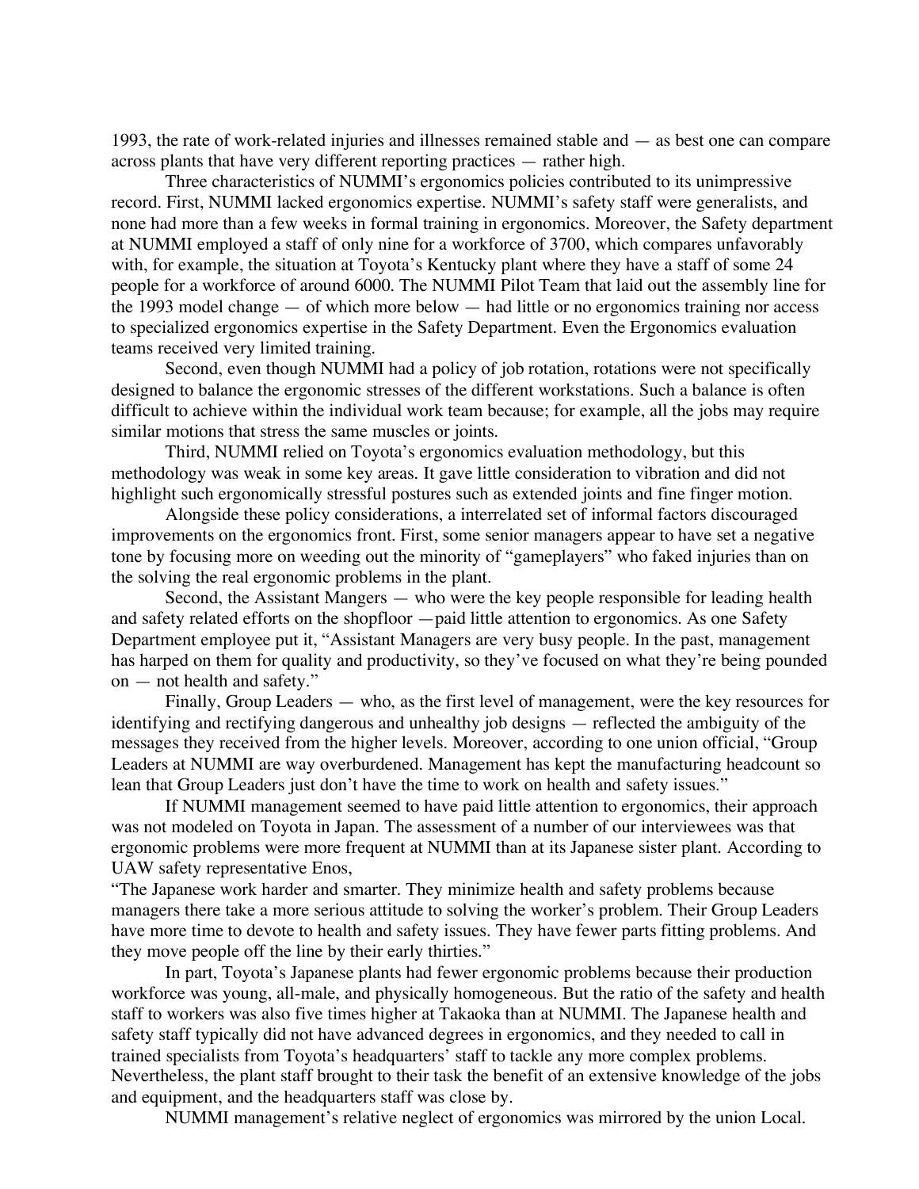1993, the rate of work-related injuries and illnesses remained stable and — as best one can compare across plants that have very different reporting practices — rather high.

Three characteristics of NUMMI's ergonomics policies contributed to its unimpressive record. First, NUMMI lacked ergonomics expertise. NUMMI's safety staff were generalists, and none had more than a few weeks in formal training in ergonomics. Moreover, the Safety department at NUMMI employed a staff of only nine for a workforce of 3700, which compares unfavorably with, for example, the situation at Toyota's Kentucky plant where they have a staff of some 24 people for a workforce of around 6000. The NUMMI Pilot Team that laid out the assembly line for the 1993 model change — of which more below — had little or no ergonomics training nor access to specialized ergonomics expertise in the Safety Department. Even the Ergonomics evaluation teams received very limited training.

Second, even though NUMMI had a policy of job rotation, rotations were not specifically designed to balance the ergonomic stresses of the different workstations. Such a balance is often difficult to achieve within the individual work team because; for example, all the jobs may require similar motions that stress the same muscles or joints.

Third, NUMMI relied on Toyota's ergonomics evaluation methodology, but this methodology was weak in some key areas. It gave little consideration to vibration and did not highlight such ergonomically stressful postures such as extended joints and fine finger motion.

Alongside these policy considerations, a interrelated set of informal factors discouraged improvements on the ergonomics front. First, some senior managers appear to have set a negative tone by focusing more on weeding out the minority of "gameplayers" who faked injuries than on the solving the real ergonomic problems in the plant.

Second, the Assistant Mangers — who were the key people responsible for leading health and safety related efforts on the shopfloor —paid little attention to ergonomics. As one Safety Department employee put it, "Assistant Managers are very busy people. In the past, management has harped on them for quality and productivity, so they've focused on what they're being pounded on — not health and safety."

Finally, Group Leaders — who, as the first level of management, were the key resources for identifying and rectifying dangerous and unhealthy job designs — reflected the ambiguity of the messages they received from the higher levels. Moreover, according to one union official, "Group Leaders at NUMMI are way overburdened. Management has kept the manufacturing headcount so lean that Group Leaders just don't have the time to work on health and safety issues."

If NUMMI management seemed to have paid little attention to ergonomics, their approach was not modeled on Toyota in Japan. The assessment of a number of our interviewees was that ergonomic problems were more frequent at NUMMI than at its Japanese sister plant. According to UAW safety representative Enos,

"The Japanese work harder and smarter. They minimize health and safety problems because managers there take a more serious attitude to solving the worker's problem. Their Group Leaders have more time to devote to health and safety issues. They have fewer parts fitting problems. And they move people off the line by their early thirties."

In part, Toyota's Japanese plants had fewer ergonomic problems because their production workforce was young, all-male, and physically homogeneous. But the ratio of the safety and health staff to workers was also five times higher at Takaoka than at NUMMI. The Japanese health and safety staff typically did not have advanced degrees in ergonomics, and they needed to call in trained specialists from Toyota's headquarters' staff to tackle any more complex problems. Nevertheless, the plant staff brought to their task the benefit of an extensive knowledge of the jobs and equipment, and the headquarters staff was close by.

NUMMI management's relative neglect of ergonomics was mirrored by the union Local.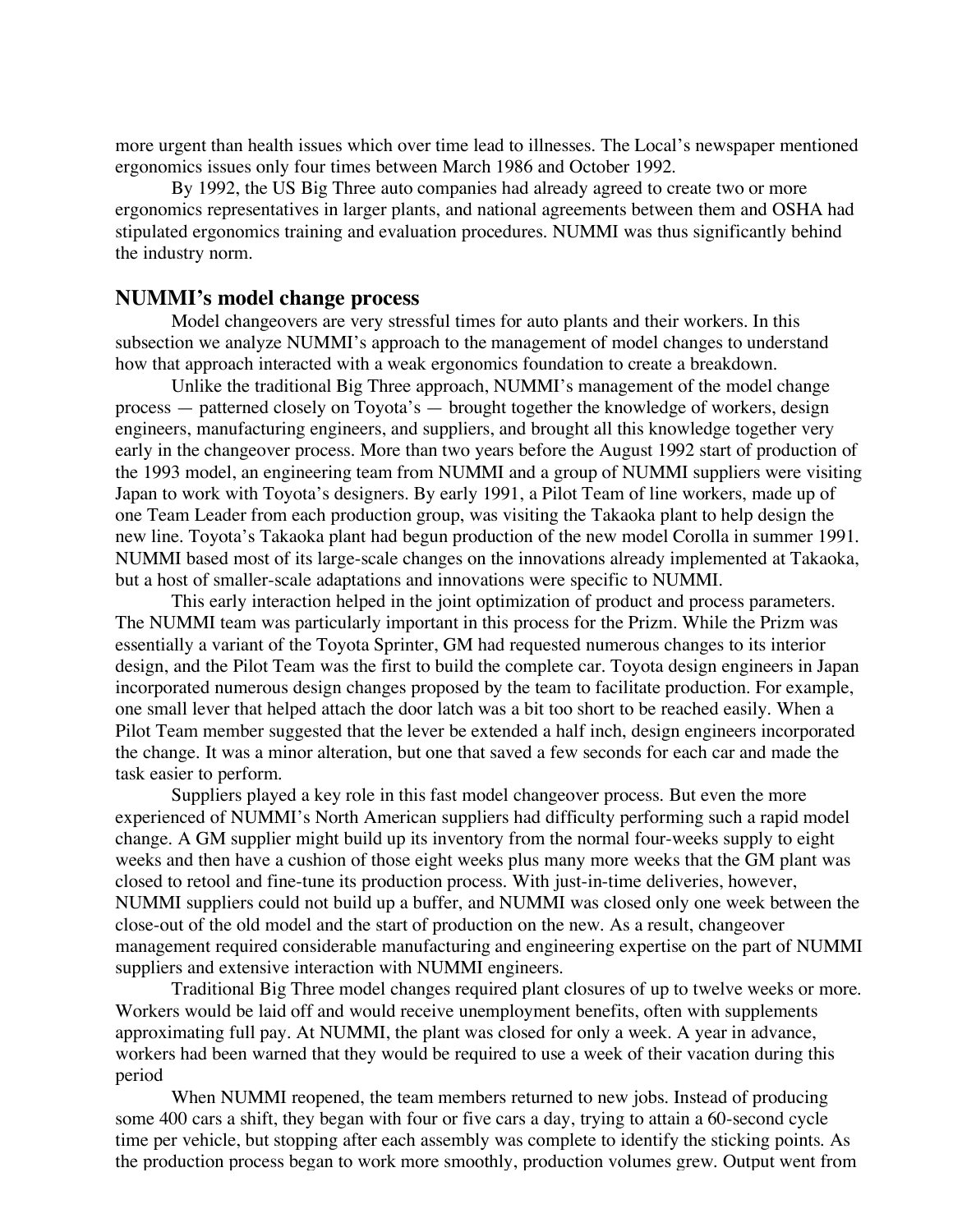more urgent than health issues which over time lead to illnesses. The Local's newspaper mentioned ergonomics issues only four times between March 1986 and October 1992.

By 1992, the US Big Three auto companies had already agreed to create two or more ergonomics representatives in larger plants, and national agreements between them and OSHA had stipulated ergonomics training and evaluation procedures. NUMMI was thus significantly behind the industry norm.

## NUMMI's model change process

Model changeovers are very stressful times for auto plants and their workers. In this subsection we analyze NUMMI's approach to the management of model changes to understand how that approach interacted with a weak ergonomics foundation to create a breakdown.

Unlike the traditional Big Three approach, NUMMI's management of the model change process — patterned closely on Toyota's — brought together the knowledge of workers, design engineers, manufacturing engineers, and suppliers, and brought all this knowledge together very early in the changeover process. More than two years before the August 1992 start of production of the 1993 model, an engineering team from NUMMI and a group of NUMMI suppliers were visiting Japan to work with Toyota's designers. By early 1991, a Pilot Team of line workers, made up of one Team Leader from each production group, was visiting the Takaoka plant to help design the new line. Toyota's Takaoka plant had begun production of the new model Corolla in summer 1991. NUMMI based most of its large-scale changes on the innovations already implemented at Takaoka, but a host of smaller-scale adaptations and innovations were specific to NUMMI.

This early interaction helped in the joint optimization of product and process parameters. The NUMMI team was particularly important in this process for the Prizm. While the Prizm was essentially a variant of the Toyota Sprinter, GM had requested numerous changes to its interior design, and the Pilot Team was the first to build the complete car. Toyota design engineers in Japan incorporated numerous design changes proposed by the team to facilitate production. For example, one small lever that helped attach the door latch was a bit too short to be reached easily. When a Pilot Team member suggested that the lever be extended a half inch, design engineers incorporated the change. It was a minor alteration, but one that saved a few seconds for each car and made the task easier to perform.

Suppliers played a key role in this fast model changeover process. But even the more experienced of NUMMI's North American suppliers had difficulty performing such a rapid model change. A GM supplier might build up its inventory from the normal four-weeks supply to eight weeks and then have a cushion of those eight weeks plus many more weeks that the GM plant was closed to retool and fine-tune its production process. With just-in-time deliveries, however, NUMMI suppliers could not build up a buffer, and NUMMI was closed only one week between the close-out of the old model and the start of production on the new. As a result, changeover management required considerable manufacturing and engineering expertise on the part of NUMMI suppliers and extensive interaction with NUMMI engineers.

Traditional Big Three model changes required plant closures of up to twelve weeks or more. Workers would be laid off and would receive unemployment benefits, often with supplements approximating full pay. At NUMMI, the plant was closed for only a week. A year in advance, workers had been warned that they would be required to use a week of their vacation during this period

When NUMMI reopened, the team members returned to new jobs. Instead of producing some 400 cars a shift, they began with four or five cars a day, trying to attain a 60-second cycle time per vehicle, but stopping after each assembly was complete to identify the sticking points. As the production process began to work more smoothly, production volumes grew. Output went from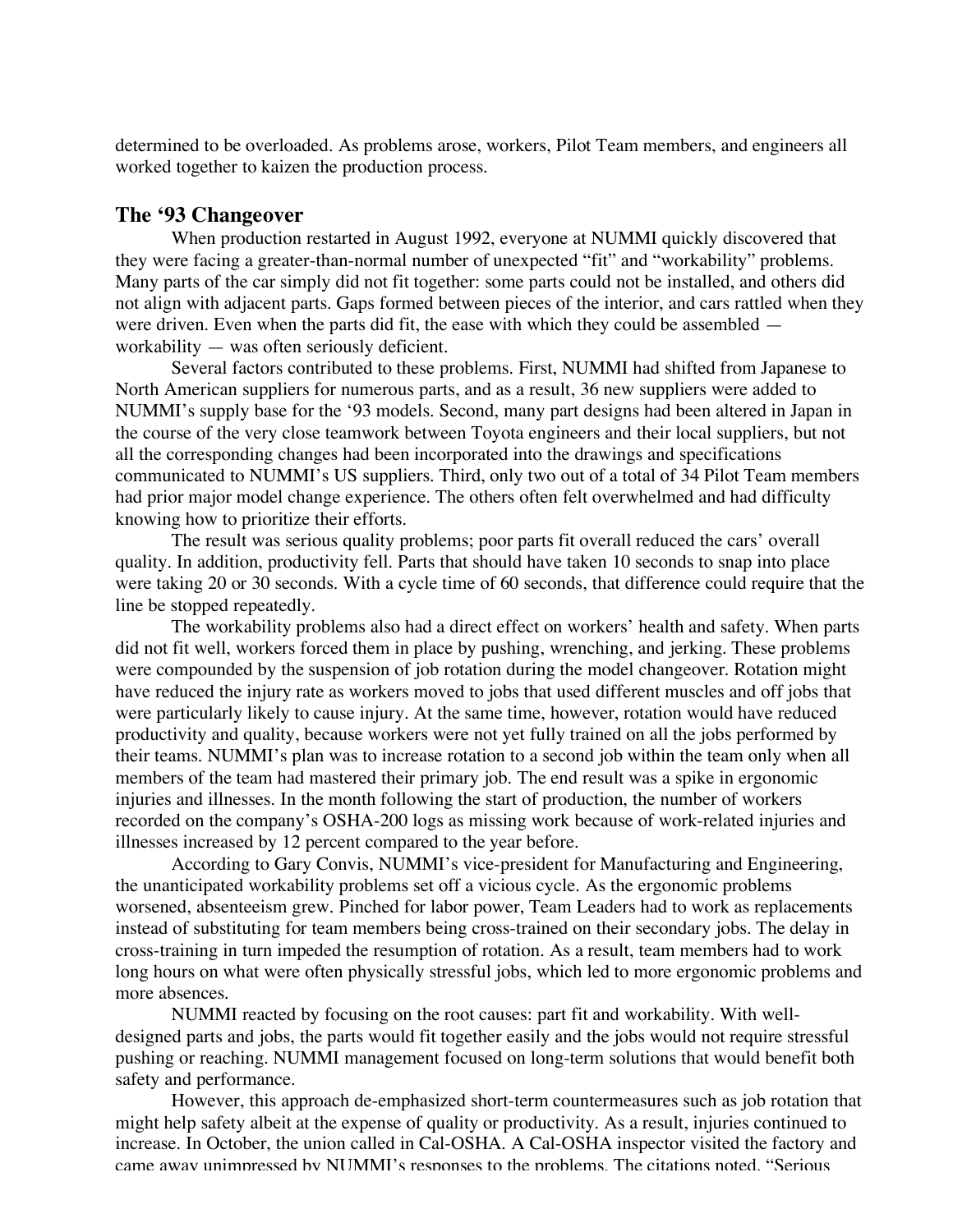determined to be overloaded. As problems arose, workers, Pilot Team members, and engineers all worked together to kaizen the production process.

## The '93 Changeover

When production restarted in August 1992, everyone at NUMMI quickly discovered that they were facing a greater-than-normal number of unexpected "fit" and "workability" problems. Many parts of the car simply did not fit together: some parts could not be installed, and others did not align with adjacent parts. Gaps formed between pieces of the interior, and cars rattled when they were driven. Even when the parts did fit, the ease with which they could be assembled — workability — was often seriously deficient.

Several factors contributed to these problems. First, NUMMI had shifted from Japanese to North American suppliers for numerous parts, and as a result, 36 new suppliers were added to NUMMI's supply base for the '93 models. Second, many part designs had been altered in Japan in the course of the very close teamwork between Toyota engineers and their local suppliers, but not all the corresponding changes had been incorporated into the drawings and specifications communicated to NUMMI's US suppliers. Third, only two out of a total of 34 Pilot Team members had prior major model change experience. The others often felt overwhelmed and had difficulty knowing how to prioritize their efforts.

The result was serious quality problems; poor parts fit overall reduced the cars' overall quality. In addition, productivity fell. Parts that should have taken 10 seconds to snap into place were taking 20 or 30 seconds. With a cycle time of 60 seconds, that difference could require that the line be stopped repeatedly.

The workability problems also had a direct effect on workers' health and safety. When parts did not fit well, workers forced them in place by pushing, wrenching, and jerking. These problems were compounded by the suspension of job rotation during the model changeover. Rotation might have reduced the injury rate as workers moved to jobs that used different muscles and off jobs that were particularly likely to cause injury. At the same time, however, rotation would have reduced productivity and quality, because workers were not yet fully trained on all the jobs performed by their teams. NUMMI's plan was to increase rotation to a second job within the team only when all members of the team had mastered their primary job. The end result was a spike in ergonomic injuries and illnesses. In the month following the start of production, the number of workers recorded on the company's OSHA-200 logs as missing work because of work-related injuries and illnesses increased by 12 percent compared to the year before.

According to Gary Convis, NUMMI's vice-president for Manufacturing and Engineering, the unanticipated workability problems set off a vicious cycle. As the ergonomic problems worsened, absenteeism grew. Pinched for labor power, Team Leaders had to work as replacements instead of substituting for team members being cross-trained on their secondary jobs. The delay in cross-training in turn impeded the resumption of rotation. As a result, team members had to work long hours on what were often physically stressful jobs, which led to more ergonomic problems and more absences.

NUMMI reacted by focusing on the root causes: part fit and workability. With well-designed parts and jobs, the parts would fit together easily and the jobs would not require stressful pushing or reaching. NUMMI management focused on long-term solutions that would benefit both safety and performance.

However, this approach de-emphasized short-term countermeasures such as job rotation that might help safety albeit at the expense of quality or productivity. As a result, injuries continued to increase. In October, the union called in Cal-OSHA. A Cal-OSHA inspector visited the factory and came away unimpressed by NUMMI's responses to the problems. The citations noted, "Serious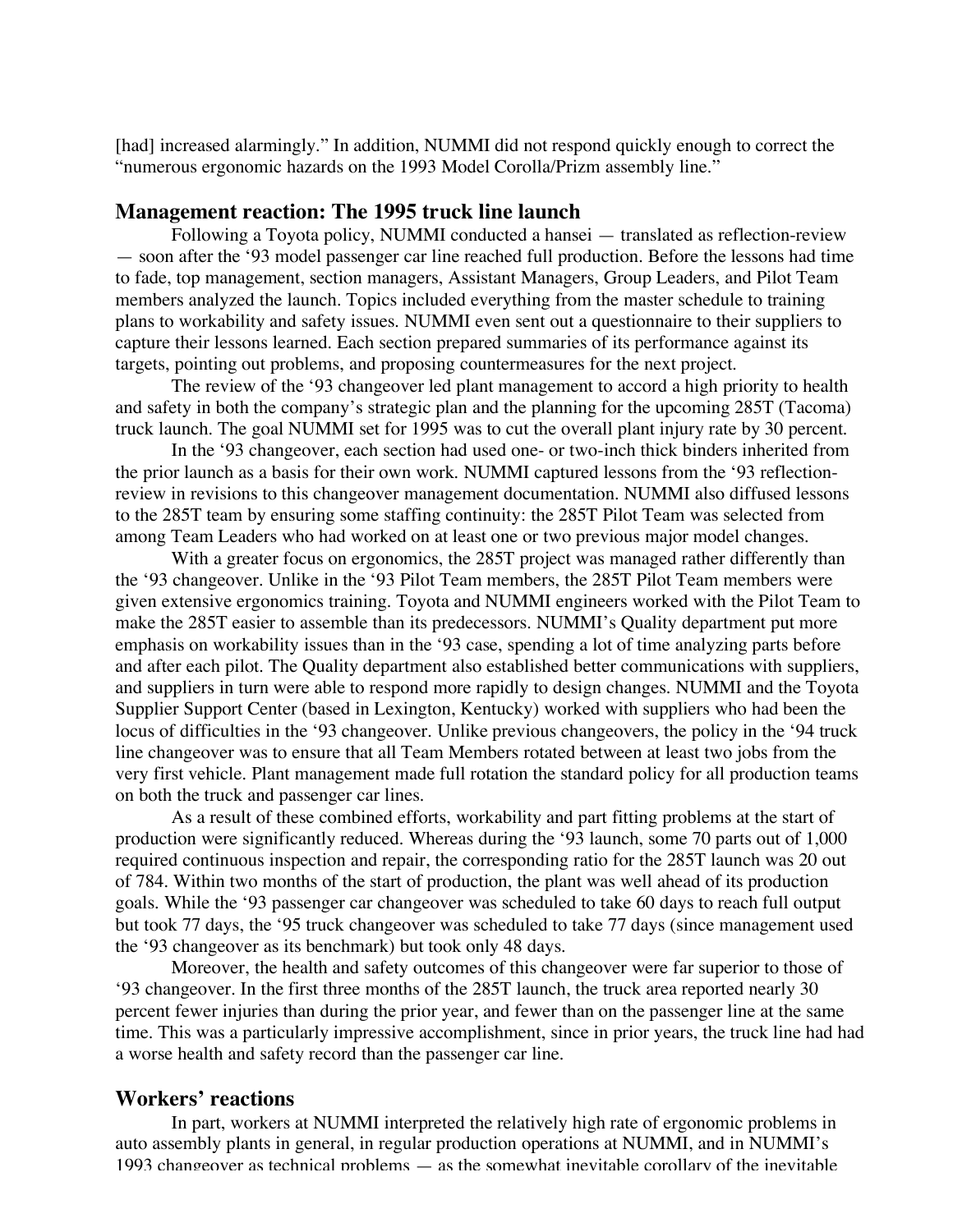[had] increased alarmingly." In addition, NUMMI did not respond quickly enough to correct the "numerous ergonomic hazards on the 1993 Model Corolla/Prizm assembly line."

## Management reaction: The 1995 truck line launch

Following a Toyota policy, NUMMI conducted a hansei — translated as reflection-review — soon after the '93 model passenger car line reached full production. Before the lessons had time to fade, top management, section managers, Assistant Managers, Group Leaders, and Pilot Team members analyzed the launch. Topics included everything from the master schedule to training plans to workability and safety issues. NUMMI even sent out a questionnaire to their suppliers to capture their lessons learned. Each section prepared summaries of its performance against its targets, pointing out problems, and proposing countermeasures for the next project.

The review of the '93 changeover led plant management to accord a high priority to health and safety in both the company's strategic plan and the planning for the upcoming 285T (Tacoma) truck launch. The goal NUMMI set for 1995 was to cut the overall plant injury rate by 30 percent.

In the '93 changeover, each section had used one- or two-inch thick binders inherited from the prior launch as a basis for their own work. NUMMI captured lessons from the '93 reflection-review in revisions to this changeover management documentation. NUMMI also diffused lessons to the 285T team by ensuring some staffing continuity: the 285T Pilot Team was selected from among Team Leaders who had worked on at least one or two previous major model changes.

With a greater focus on ergonomics, the 285T project was managed rather differently than the '93 changeover. Unlike in the '93 Pilot Team members, the 285T Pilot Team members were given extensive ergonomics training. Toyota and NUMMI engineers worked with the Pilot Team to make the 285T easier to assemble than its predecessors. NUMMI's Quality department put more emphasis on workability issues than in the '93 case, spending a lot of time analyzing parts before and after each pilot. The Quality department also established better communications with suppliers, and suppliers in turn were able to respond more rapidly to design changes. NUMMI and the Toyota Supplier Support Center (based in Lexington, Kentucky) worked with suppliers who had been the locus of difficulties in the '93 changeover. Unlike previous changeovers, the policy in the '94 truck line changeover was to ensure that all Team Members rotated between at least two jobs from the very first vehicle. Plant management made full rotation the standard policy for all production teams on both the truck and passenger car lines.

As a result of these combined efforts, workability and part fitting problems at the start of production were significantly reduced. Whereas during the '93 launch, some 70 parts out of 1,000 required continuous inspection and repair, the corresponding ratio for the 285T launch was 20 out of 784. Within two months of the start of production, the plant was well ahead of its production goals. While the '93 passenger car changeover was scheduled to take 60 days to reach full output but took 77 days, the '95 truck changeover was scheduled to take 77 days (since management used the '93 changeover as its benchmark) but took only 48 days.

Moreover, the health and safety outcomes of this changeover were far superior to those of '93 changeover. In the first three months of the 285T launch, the truck area reported nearly 30 percent fewer injuries than during the prior year, and fewer than on the passenger line at the same time. This was a particularly impressive accomplishment, since in prior years, the truck line had had a worse health and safety record than the passenger car line.

## Workers' reactions

In part, workers at NUMMI interpreted the relatively high rate of ergonomic problems in auto assembly plants in general, in regular production operations at NUMMI, and in NUMMI's 1993 changeover as technical problems — as the somewhat inevitable corollary of the inevitable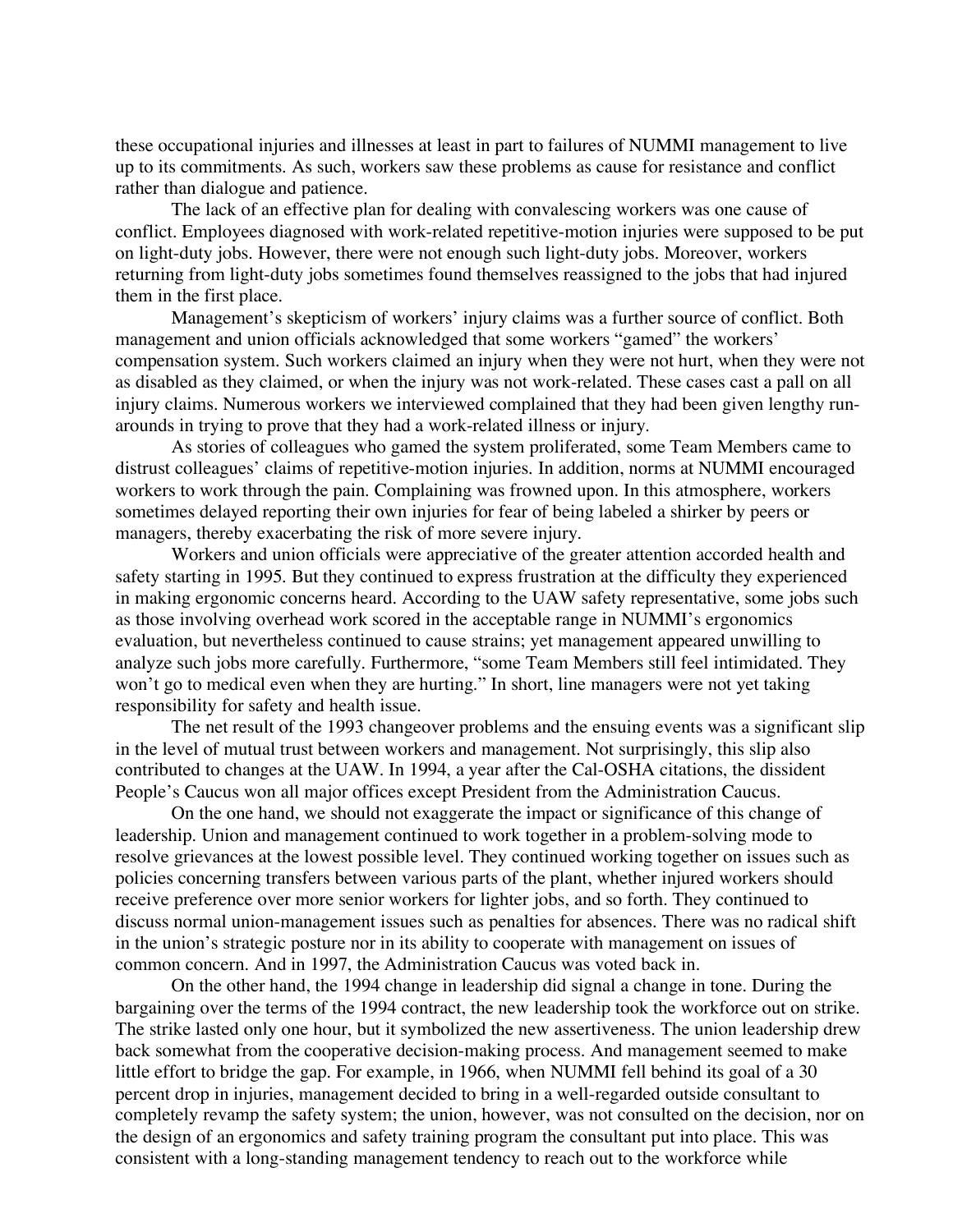these occupational injuries and illnesses at least in part to failures of NUMMI management to live up to its commitments. As such, workers saw these problems as cause for resistance and conflict rather than dialogue and patience.

The lack of an effective plan for dealing with convalescing workers was one cause of conflict. Employees diagnosed with work-related repetitive-motion injuries were supposed to be put on light-duty jobs. However, there were not enough such light-duty jobs. Moreover, workers returning from light-duty jobs sometimes found themselves reassigned to the jobs that had injured them in the first place.

Management's skepticism of workers' injury claims was a further source of conflict. Both management and union officials acknowledged that some workers "gamed" the workers' compensation system. Such workers claimed an injury when they were not hurt, when they were not as disabled as they claimed, or when the injury was not work-related. These cases cast a pall on all injury claims. Numerous workers we interviewed complained that they had been given lengthy run-arounds in trying to prove that they had a work-related illness or injury.

As stories of colleagues who gamed the system proliferated, some Team Members came to distrust colleagues' claims of repetitive-motion injuries. In addition, norms at NUMMI encouraged workers to work through the pain. Complaining was frowned upon. In this atmosphere, workers sometimes delayed reporting their own injuries for fear of being labeled a shirker by peers or managers, thereby exacerbating the risk of more severe injury.

Workers and union officials were appreciative of the greater attention accorded health and safety starting in 1995. But they continued to express frustration at the difficulty they experienced in making ergonomic concerns heard. According to the UAW safety representative, some jobs such as those involving overhead work scored in the acceptable range in NUMMI's ergonomics evaluation, but nevertheless continued to cause strains; yet management appeared unwilling to analyze such jobs more carefully. Furthermore, "some Team Members still feel intimidated. They won't go to medical even when they are hurting." In short, line managers were not yet taking responsibility for safety and health issue.

The net result of the 1993 changeover problems and the ensuing events was a significant slip in the level of mutual trust between workers and management. Not surprisingly, this slip also contributed to changes at the UAW. In 1994, a year after the Cal-OSHA citations, the dissident People's Caucus won all major offices except President from the Administration Caucus.

On the one hand, we should not exaggerate the impact or significance of this change of leadership. Union and management continued to work together in a problem-solving mode to resolve grievances at the lowest possible level. They continued working together on issues such as policies concerning transfers between various parts of the plant, whether injured workers should receive preference over more senior workers for lighter jobs, and so forth. They continued to discuss normal union-management issues such as penalties for absences. There was no radical shift in the union's strategic posture nor in its ability to cooperate with management on issues of common concern. And in 1997, the Administration Caucus was voted back in.

On the other hand, the 1994 change in leadership did signal a change in tone. During the bargaining over the terms of the 1994 contract, the new leadership took the workforce out on strike. The strike lasted only one hour, but it symbolized the new assertiveness. The union leadership drew back somewhat from the cooperative decision-making process. And management seemed to make little effort to bridge the gap. For example, in 1966, when NUMMI fell behind its goal of a 30 percent drop in injuries, management decided to bring in a well-regarded outside consultant to completely revamp the safety system; the union, however, was not consulted on the decision, nor on the design of an ergonomics and safety training program the consultant put into place. This was consistent with a long-standing management tendency to reach out to the workforce while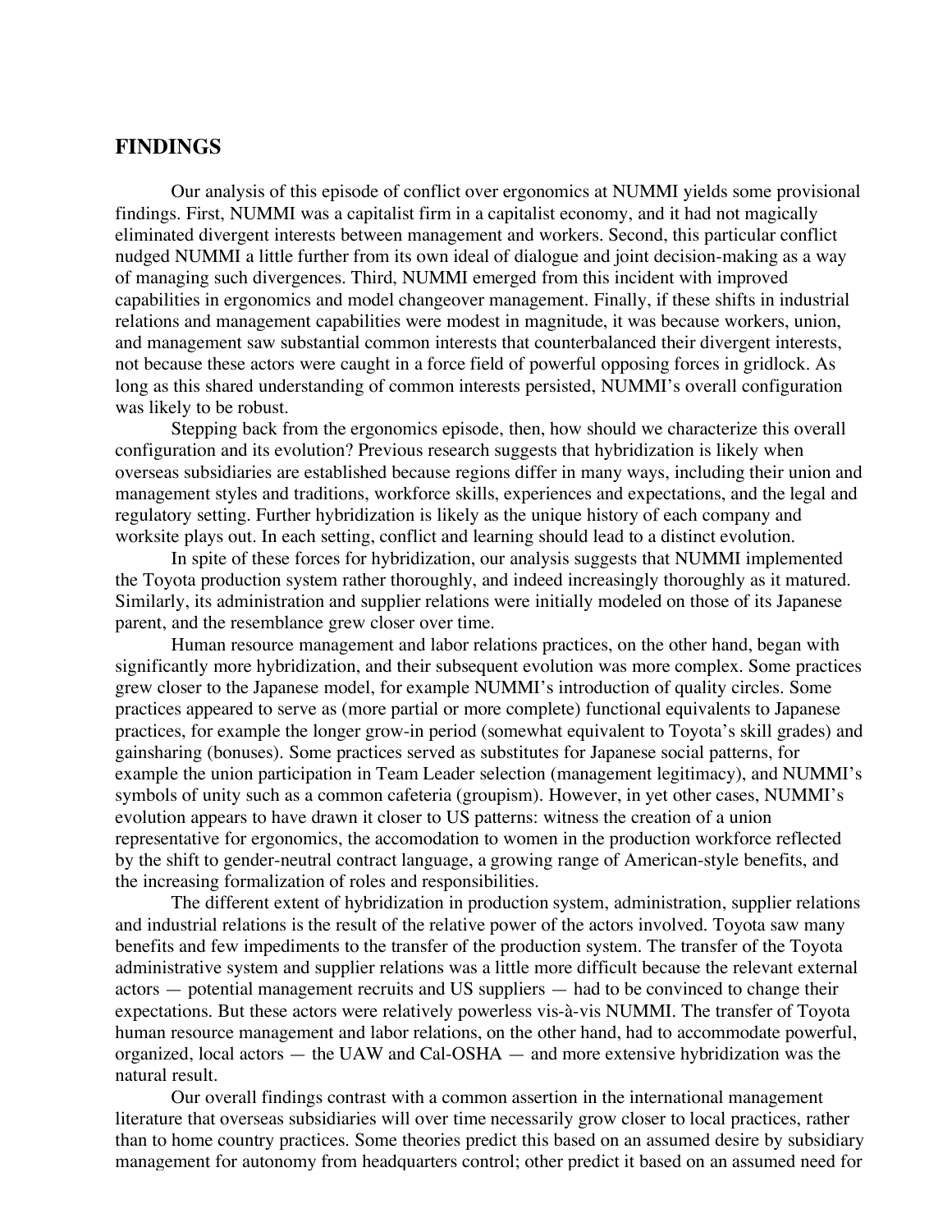## FINDINGS

Our analysis of this episode of conflict over ergonomics at NUMMI yields some provisional findings. First, NUMMI was a capitalist firm in a capitalist economy, and it had not magically eliminated divergent interests between management and workers. Second, this particular conflict nudged NUMMI a little further from its own ideal of dialogue and joint decision-making as a way of managing such divergences. Third, NUMMI emerged from this incident with improved capabilities in ergonomics and model changeover management. Finally, if these shifts in industrial relations and management capabilities were modest in magnitude, it was because workers, union, and management saw substantial common interests that counterbalanced their divergent interests, not because these actors were caught in a force field of powerful opposing forces in gridlock. As long as this shared understanding of common interests persisted, NUMMI's overall configuration was likely to be robust.

Stepping back from the ergonomics episode, then, how should we characterize this overall configuration and its evolution? Previous research suggests that hybridization is likely when overseas subsidiaries are established because regions differ in many ways, including their union and management styles and traditions, workforce skills, experiences and expectations, and the legal and regulatory setting. Further hybridization is likely as the unique history of each company and worksite plays out. In each setting, conflict and learning should lead to a distinct evolution.

In spite of these forces for hybridization, our analysis suggests that NUMMI implemented the Toyota production system rather thoroughly, and indeed increasingly thoroughly as it matured. Similarly, its administration and supplier relations were initially modeled on those of its Japanese parent, and the resemblance grew closer over time.

Human resource management and labor relations practices, on the other hand, began with significantly more hybridization, and their subsequent evolution was more complex. Some practices grew closer to the Japanese model, for example NUMMI's introduction of quality circles. Some practices appeared to serve as (more partial or more complete) functional equivalents to Japanese practices, for example the longer grow-in period (somewhat equivalent to Toyota's skill grades) and gainsharing (bonuses). Some practices served as substitutes for Japanese social patterns, for example the union participation in Team Leader selection (management legitimacy), and NUMMI's symbols of unity such as a common cafeteria (groupism). However, in yet other cases, NUMMI's evolution appears to have drawn it closer to US patterns: witness the creation of a union representative for ergonomics, the accomodation to women in the production workforce reflected by the shift to gender-neutral contract language, a growing range of American-style benefits, and the increasing formalization of roles and responsibilities.

The different extent of hybridization in production system, administration, supplier relations and industrial relations is the result of the relative power of the actors involved. Toyota saw many benefits and few impediments to the transfer of the production system. The transfer of the Toyota administrative system and supplier relations was a little more difficult because the relevant external actors — potential management recruits and US suppliers — had to be convinced to change their expectations. But these actors were relatively powerless vis-à-vis NUMMI. The transfer of Toyota human resource management and labor relations, on the other hand, had to accommodate powerful, organized, local actors — the UAW and Cal-OSHA — and more extensive hybridization was the natural result.

Our overall findings contrast with a common assertion in the international management literature that overseas subsidiaries will over time necessarily grow closer to local practices, rather than to home country practices. Some theories predict this based on an assumed desire by subsidiary management for autonomy from headquarters control; other predict it based on an assumed need for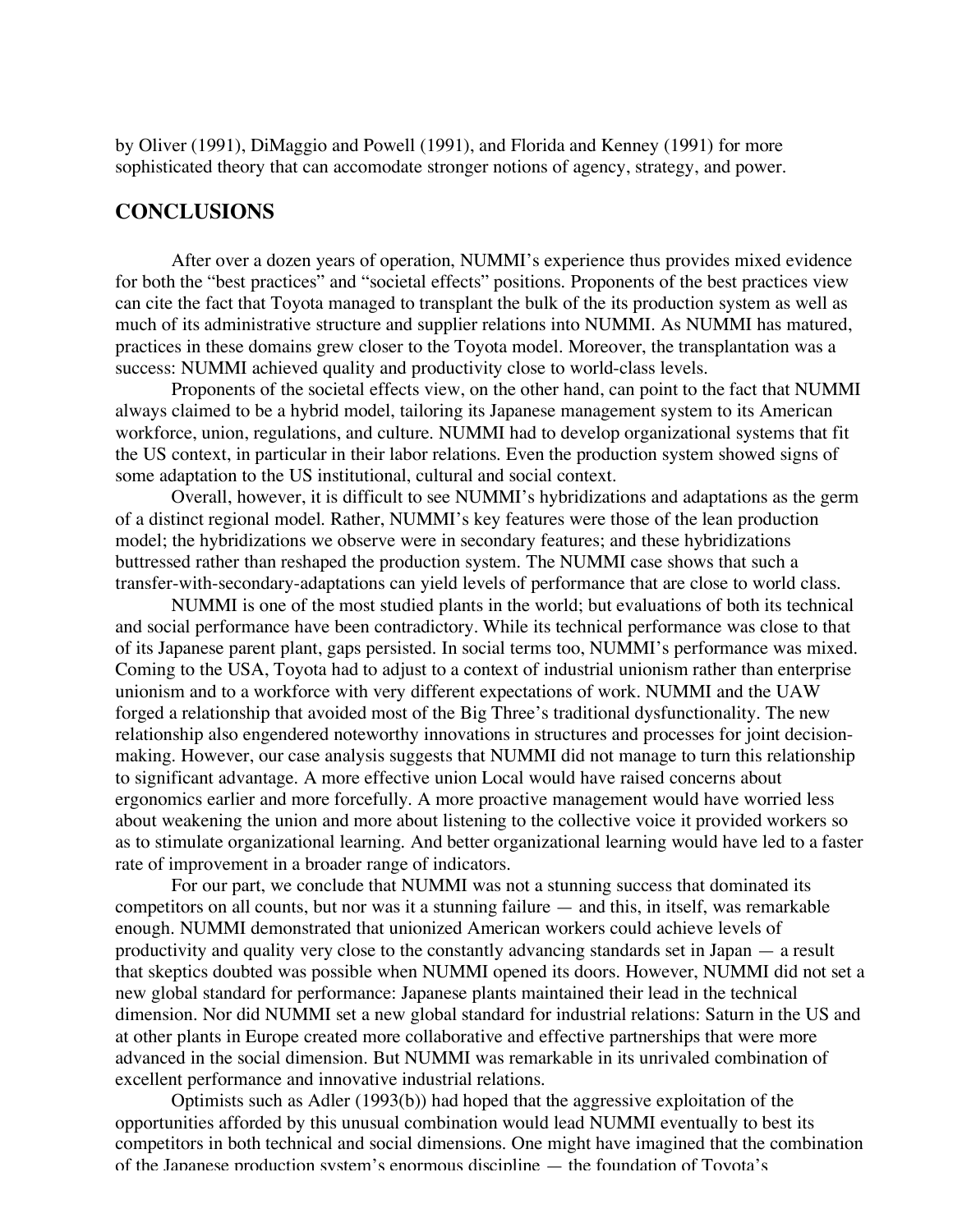by Oliver (1991), DiMaggio and Powell (1991), and Florida and Kenney (1991) for more sophisticated theory that can accomodate stronger notions of agency, strategy, and power.

## CONCLUSIONS

After over a dozen years of operation, NUMMI's experience thus provides mixed evidence for both the "best practices" and "societal effects" positions. Proponents of the best practices view can cite the fact that Toyota managed to transplant the bulk of the its production system as well as much of its administrative structure and supplier relations into NUMMI. As NUMMI has matured, practices in these domains grew closer to the Toyota model. Moreover, the transplantation was a success: NUMMI achieved quality and productivity close to world-class levels.

Proponents of the societal effects view, on the other hand, can point to the fact that NUMMI always claimed to be a hybrid model, tailoring its Japanese management system to its American workforce, union, regulations, and culture. NUMMI had to develop organizational systems that fit the US context, in particular in their labor relations. Even the production system showed signs of some adaptation to the US institutional, cultural and social context.

Overall, however, it is difficult to see NUMMI's hybridizations and adaptations as the germ of a distinct regional model. Rather, NUMMI's key features were those of the lean production model; the hybridizations we observe were in secondary features; and these hybridizations buttressed rather than reshaped the production system. The NUMMI case shows that such a transfer-with-secondary-adaptations can yield levels of performance that are close to world class.

NUMMI is one of the most studied plants in the world; but evaluations of both its technical and social performance have been contradictory. While its technical performance was close to that of its Japanese parent plant, gaps persisted. In social terms too, NUMMI's performance was mixed. Coming to the USA, Toyota had to adjust to a context of industrial unionism rather than enterprise unionism and to a workforce with very different expectations of work. NUMMI and the UAW forged a relationship that avoided most of the Big Three's traditional dysfunctionality. The new relationship also engendered noteworthy innovations in structures and processes for joint decision-making. However, our case analysis suggests that NUMMI did not manage to turn this relationship to significant advantage. A more effective union Local would have raised concerns about ergonomics earlier and more forcefully. A more proactive management would have worried less about weakening the union and more about listening to the collective voice it provided workers so as to stimulate organizational learning. And better organizational learning would have led to a faster rate of improvement in a broader range of indicators.

For our part, we conclude that NUMMI was not a stunning success that dominated its competitors on all counts, but nor was it a stunning failure — and this, in itself, was remarkable enough. NUMMI demonstrated that unionized American workers could achieve levels of productivity and quality very close to the constantly advancing standards set in Japan — a result that skeptics doubted was possible when NUMMI opened its doors. However, NUMMI did not set a new global standard for performance: Japanese plants maintained their lead in the technical dimension. Nor did NUMMI set a new global standard for industrial relations: Saturn in the US and at other plants in Europe created more collaborative and effective partnerships that were more advanced in the social dimension. But NUMMI was remarkable in its unrivaled combination of excellent performance and innovative industrial relations.

Optimists such as Adler (1993(b)) had hoped that the aggressive exploitation of the opportunities afforded by this unusual combination would lead NUMMI eventually to best its competitors in both technical and social dimensions. One might have imagined that the combination of the Japanese production system's enormous discipline — the foundation of Toyota's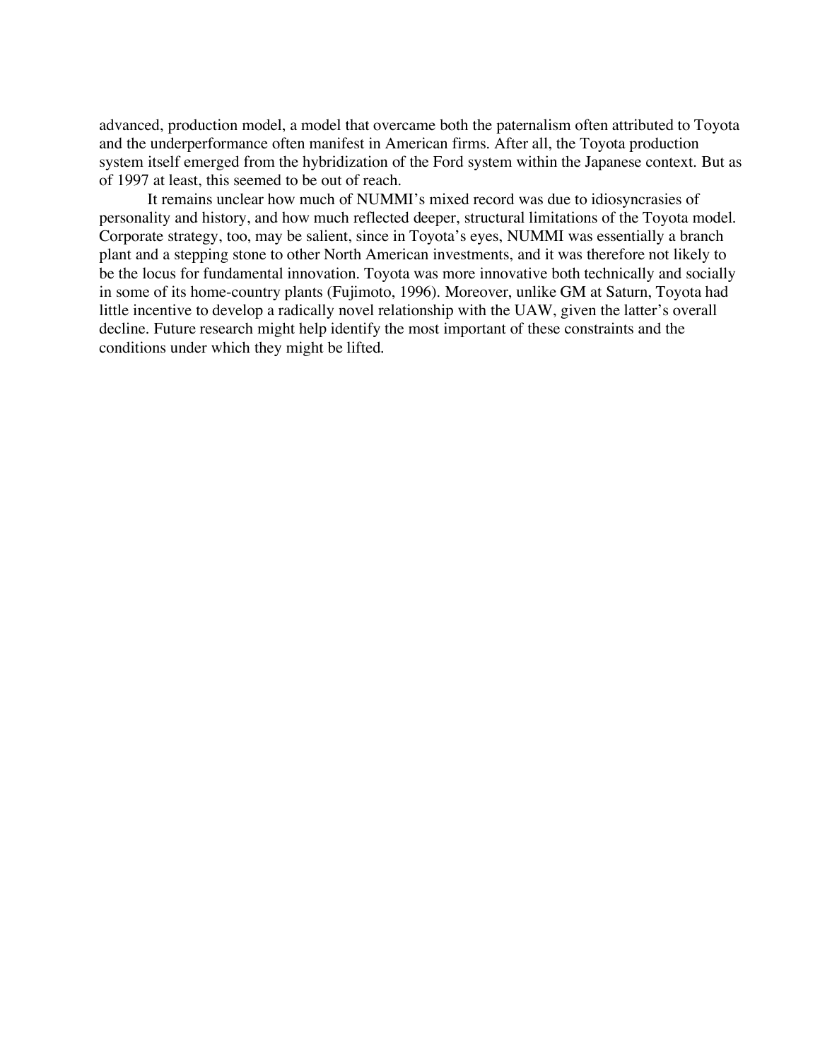advanced, production model, a model that overcame both the paternalism often attributed to Toyota and the underperformance often manifest in American firms. After all, the Toyota production system itself emerged from the hybridization of the Ford system within the Japanese context. But as of 1997 at least, this seemed to be out of reach.

It remains unclear how much of NUMMI's mixed record was due to idiosyncrasies of personality and history, and how much reflected deeper, structural limitations of the Toyota model. Corporate strategy, too, may be salient, since in Toyota's eyes, NUMMI was essentially a branch plant and a stepping stone to other North American investments, and it was therefore not likely to be the locus for fundamental innovation. Toyota was more innovative both technically and socially in some of its home-country plants (Fujimoto, 1996). Moreover, unlike GM at Saturn, Toyota had little incentive to develop a radically novel relationship with the UAW, given the latter's overall decline. Future research might help identify the most important of these constraints and the conditions under which they might be lifted.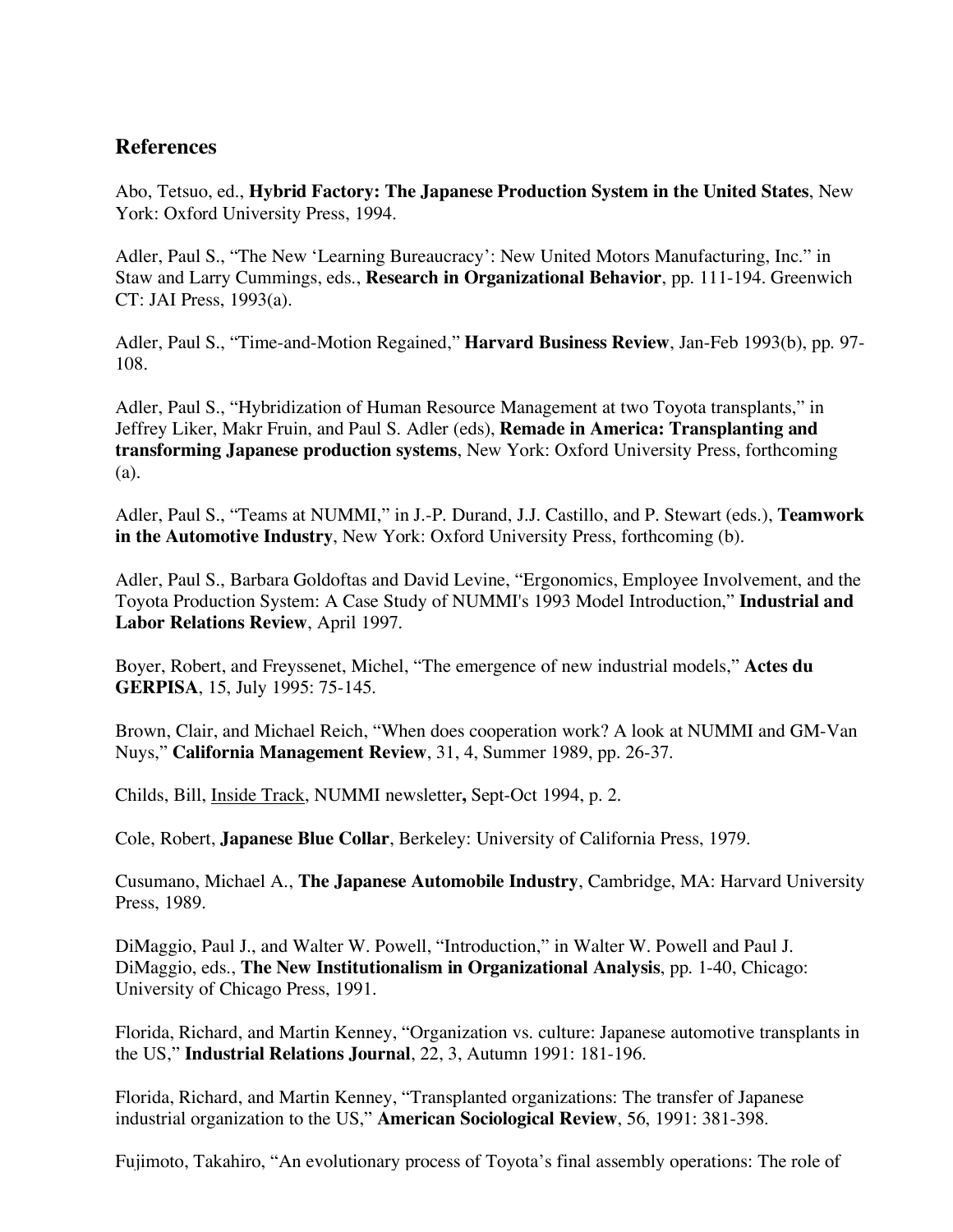## References

Abo, Tetsuo, ed., **Hybrid Factory: The Japanese Production System in the United States**, New York: Oxford University Press, 1994.

Adler, Paul S., "The New 'Learning Bureaucracy': New United Motors Manufacturing, Inc." in Staw and Larry Cummings, eds., **Research in Organizational Behavior**, pp. 111-194. Greenwich CT: JAI Press, 1993(a).

Adler, Paul S., "Time-and-Motion Regained," **Harvard Business Review**, Jan-Feb 1993(b), pp. 97-108.

Adler, Paul S., "Hybridization of Human Resource Management at two Toyota transplants," in Jeffrey Liker, Makr Fruin, and Paul S. Adler (eds), **Remade in America: Transplanting and transforming Japanese production systems**, New York: Oxford University Press, forthcoming (a).

Adler, Paul S., "Teams at NUMMI," in J.-P. Durand, J.J. Castillo, and P. Stewart (eds.), **Teamwork in the Automotive Industry**, New York: Oxford University Press, forthcoming (b).

Adler, Paul S., Barbara Goldoftas and David Levine, "Ergonomics, Employee Involvement, and the Toyota Production System: A Case Study of NUMMI's 1993 Model Introduction," **Industrial and Labor Relations Review**, April 1997.

Boyer, Robert, and Freyssenet, Michel, "The emergence of new industrial models," **Actes du GERPISA**, 15, July 1995: 75-145.

Brown, Clair, and Michael Reich, "When does cooperation work? A look at NUMMI and GM-Van Nuys," **California Management Review**, 31, 4, Summer 1989, pp. 26-37.

Childs, Bill, Inside Track, NUMMI newsletter**,** Sept-Oct 1994, p. 2.

Cole, Robert, **Japanese Blue Collar**, Berkeley: University of California Press, 1979.

Cusumano, Michael A., **The Japanese Automobile Industry**, Cambridge, MA: Harvard University Press, 1989.

DiMaggio, Paul J., and Walter W. Powell, "Introduction," in Walter W. Powell and Paul J. DiMaggio, eds., **The New Institutionalism in Organizational Analysis**, pp. 1-40, Chicago: University of Chicago Press, 1991.

Florida, Richard, and Martin Kenney, "Organization vs. culture: Japanese automotive transplants in the US," **Industrial Relations Journal**, 22, 3, Autumn 1991: 181-196.

Florida, Richard, and Martin Kenney, "Transplanted organizations: The transfer of Japanese industrial organization to the US," **American Sociological Review**, 56, 1991: 381-398.

Fujimoto, Takahiro, "An evolutionary process of Toyota's final assembly operations: The role of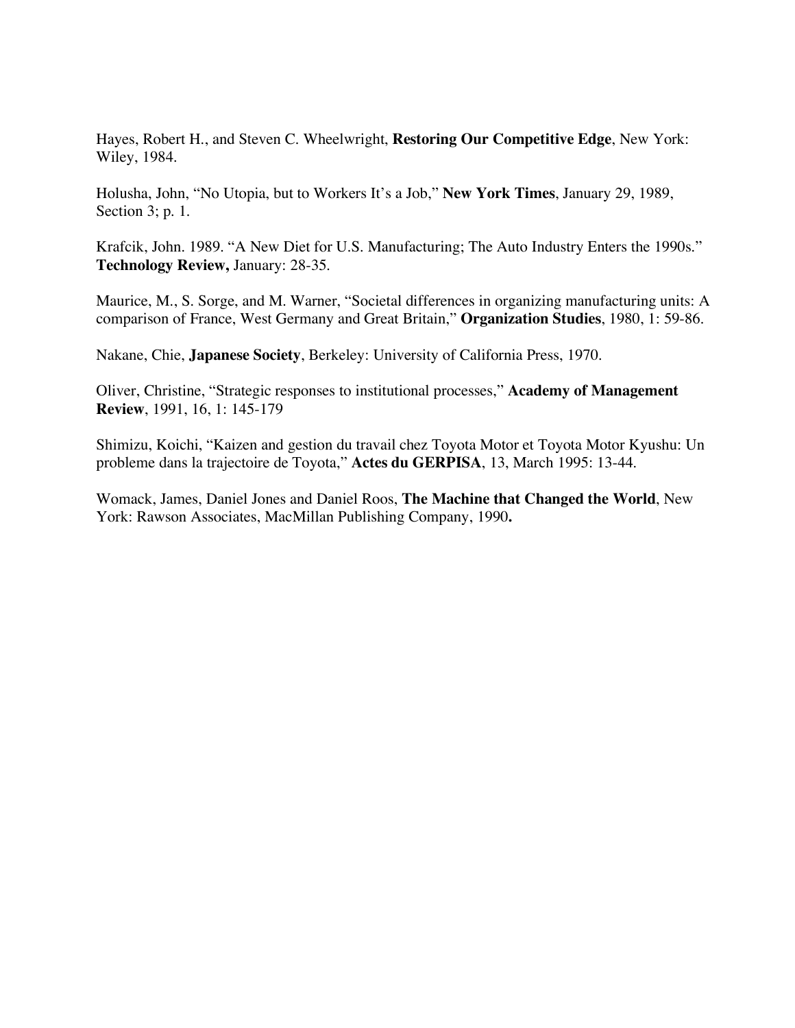Hayes, Robert H., and Steven C. Wheelwright, **Restoring Our Competitive Edge**, New York: Wiley, 1984.

Holusha, John, "No Utopia, but to Workers It's a Job," **New York Times**, January 29, 1989, Section 3; p. 1.

Krafcik, John. 1989. "A New Diet for U.S. Manufacturing; The Auto Industry Enters the 1990s." **Technology Review,** January: 28-35.

Maurice, M., S. Sorge, and M. Warner, "Societal differences in organizing manufacturing units: A comparison of France, West Germany and Great Britain," **Organization Studies**, 1980, 1: 59-86.

Nakane, Chie, **Japanese Society**, Berkeley: University of California Press, 1970.

Oliver, Christine, "Strategic responses to institutional processes," **Academy of Management Review**, 1991, 16, 1: 145-179

Shimizu, Koichi, "Kaizen and gestion du travail chez Toyota Motor et Toyota Motor Kyushu: Un probleme dans la trajectoire de Toyota," **Actes du GERPISA**, 13, March 1995: 13-44.

Womack, James, Daniel Jones and Daniel Roos, **The Machine that Changed the World**, New York: Rawson Associates, MacMillan Publishing Company, 1990**.**